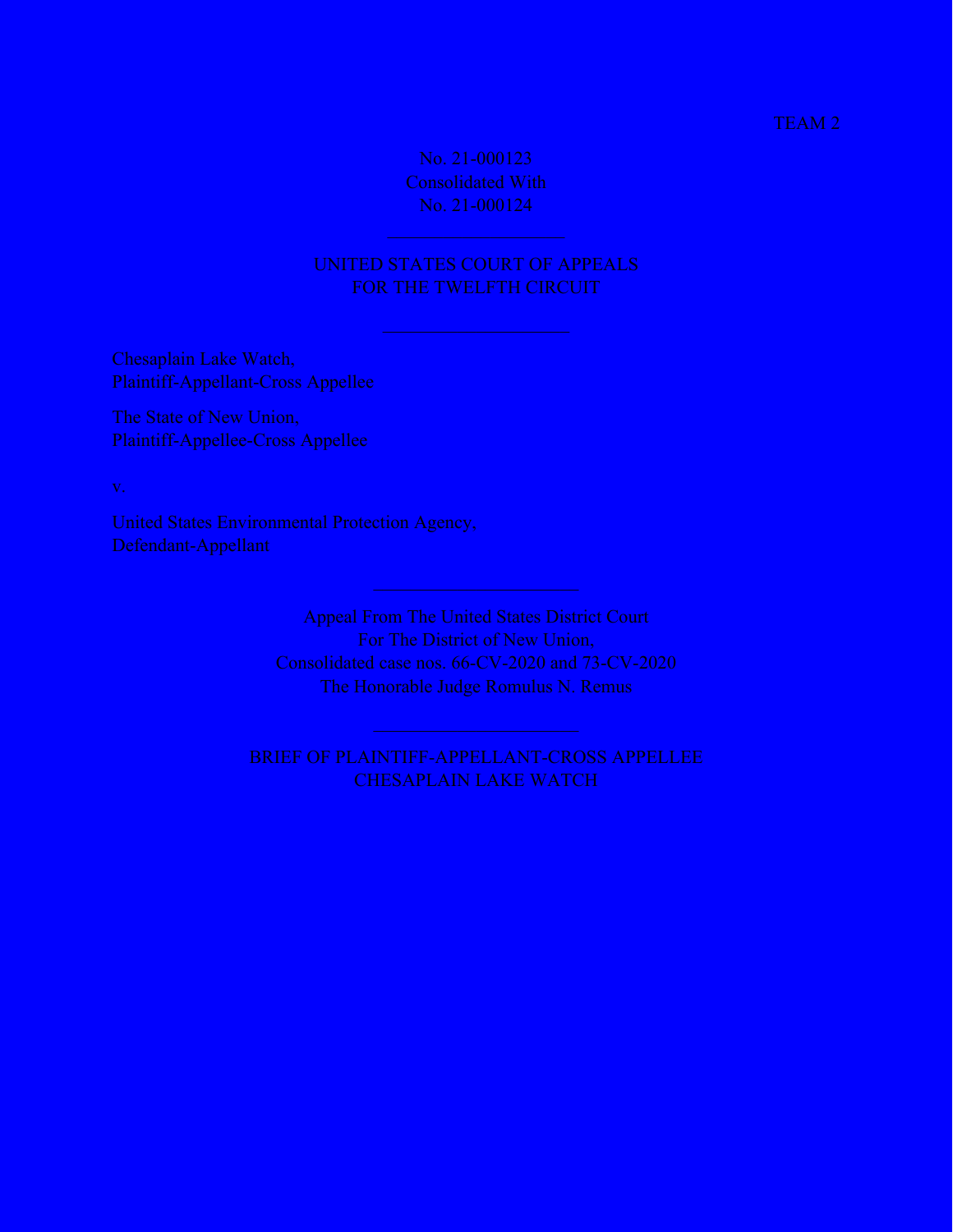TEAM 2

No. 21-000123
Consolidated With
No. 21-000124

UNITED STATES COURT OF APPEALS
FOR THE TWELFTH CIRCUIT

Chesaplain Lake Watch,
Plaintiff-Appellant-Cross Appellee

The State of New Union,
Plaintiff-Appellee-Cross Appellee

v.

United States Environmental Protection Agency,
Defendant-Appellant

Appeal From The United States District Court
For The District of New Union,
Consolidated case nos. 66-CV-2020 and 73-CV-2020
The Honorable Judge Romulus N. Remus

BRIEF OF PLAINTIFF-APPELLANT-CROSS APPELLEE
CHESAPLAIN LAKE WATCH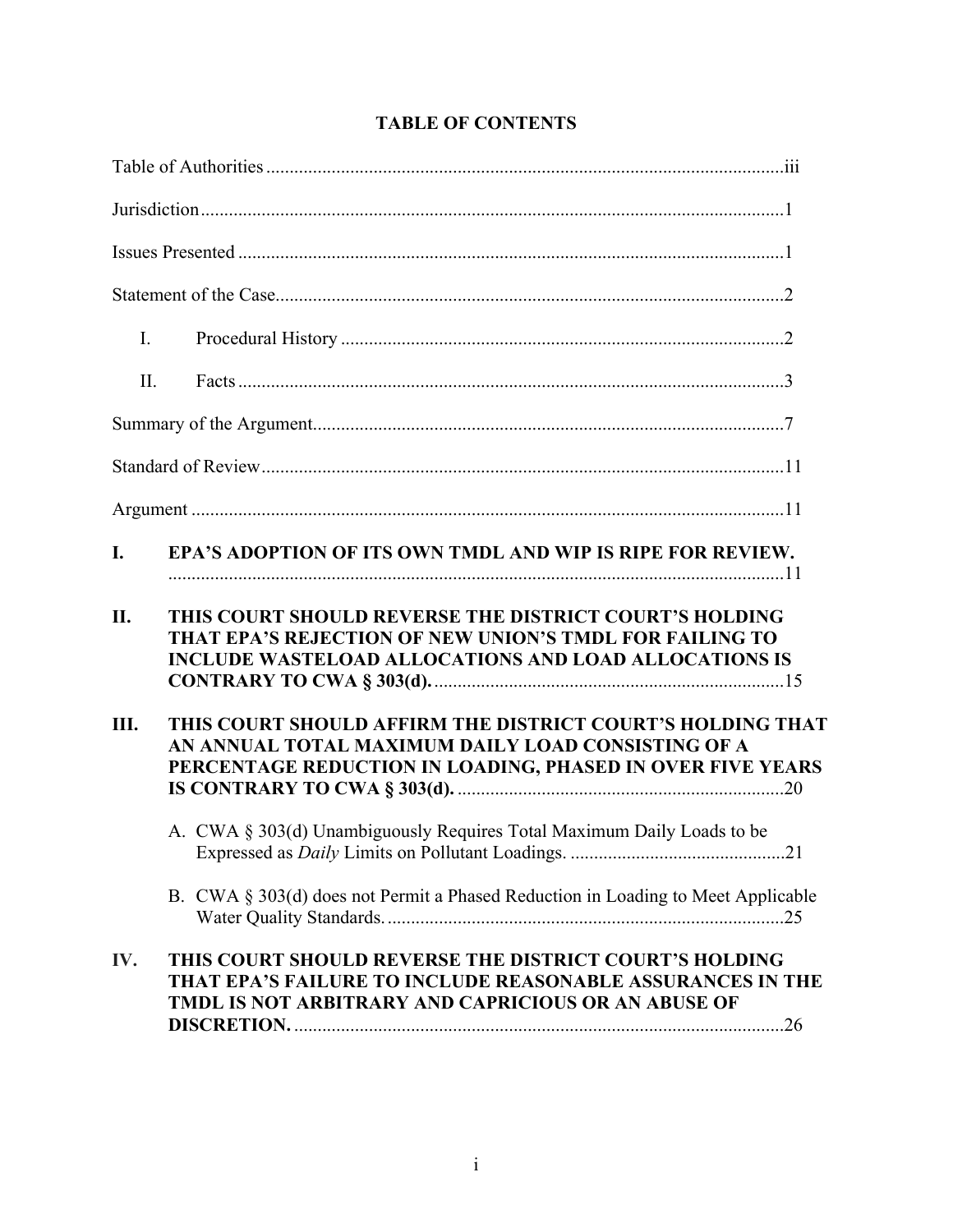# TABLE OF CONTENTS

Table of Authorities ....................................................................................................iii

Jurisdiction....................................................................................................................1

Issues Presented ............................................................................................................1

Statement of the Case....................................................................................................2

- I. Procedural History ...............................................................................................2
- II. Facts .....................................................................................................................3

Summary of the Argument............................................................................................7

Standard of Review......................................................................................................11

Argument .....................................................................................................................11

**I. EPA'S ADOPTION OF ITS OWN TMDL AND WIP IS RIPE FOR REVIEW.** ....................................................................................................................................11

**II. THIS COURT SHOULD REVERSE THE DISTRICT COURT'S HOLDING THAT EPA'S REJECTION OF NEW UNION'S TMDL FOR FAILING TO INCLUDE WASTELOAD ALLOCATIONS AND LOAD ALLOCATIONS IS CONTRARY TO CWA § 303(d).** .........................................................................15

**III. THIS COURT SHOULD AFFIRM THE DISTRICT COURT'S HOLDING THAT AN ANNUAL TOTAL MAXIMUM DAILY LOAD CONSISTING OF A PERCENTAGE REDUCTION IN LOADING, PHASED IN OVER FIVE YEARS IS CONTRARY TO CWA § 303(d).** .....................................................................20

- A. CWA § 303(d) Unambiguously Requires Total Maximum Daily Loads to be Expressed as *Daily* Limits on Pollutant Loadings. ..............................................21
- B. CWA § 303(d) does not Permit a Phased Reduction in Loading to Meet Applicable Water Quality Standards. ....................................................................................25

**IV. THIS COURT SHOULD REVERSE THE DISTRICT COURT'S HOLDING THAT EPA'S FAILURE TO INCLUDE REASONABLE ASSURANCES IN THE TMDL IS NOT ARBITRARY AND CAPRICIOUS OR AN ABUSE OF DISCRETION.** ........................................................................................................26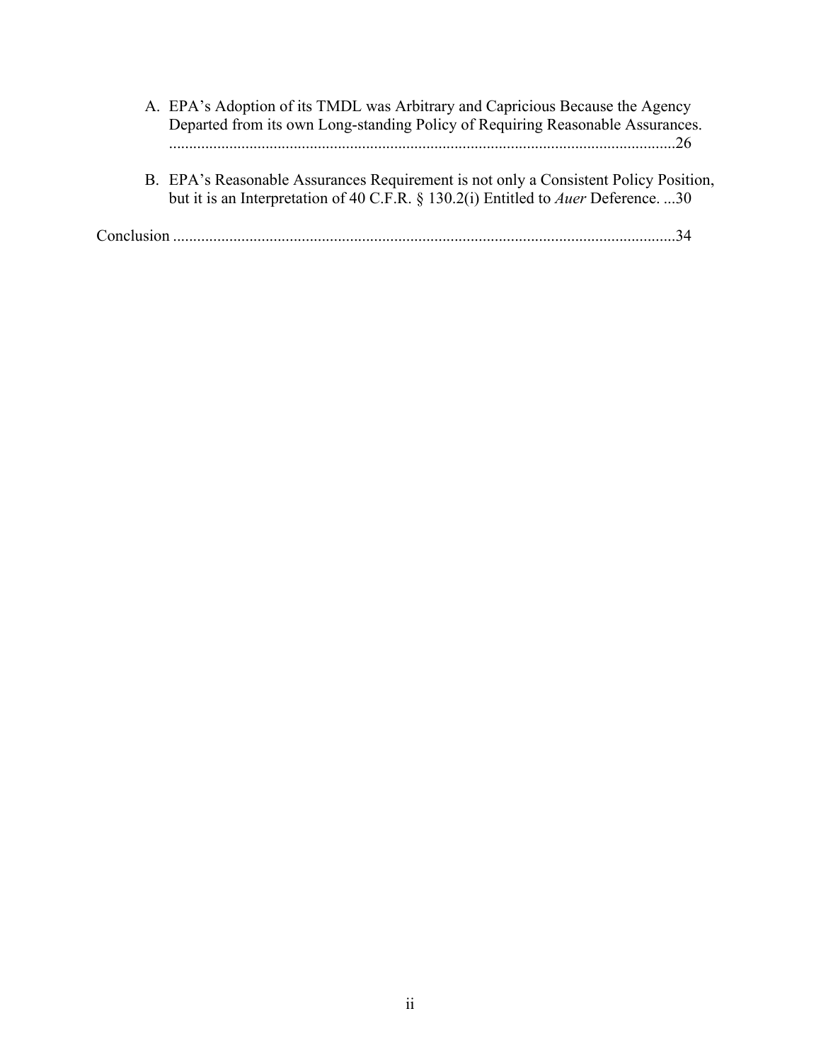A. EPA's Adoption of its TMDL was Arbitrary and Capricious Because the Agency Departed from its own Long-standing Policy of Requiring Reasonable Assurances. ..........26

B. EPA's Reasonable Assurances Requirement is not only a Consistent Policy Position, but it is an Interpretation of 40 C.F.R. § 130.2(i) Entitled to *Auer* Deference. ...30

Conclusion ..........34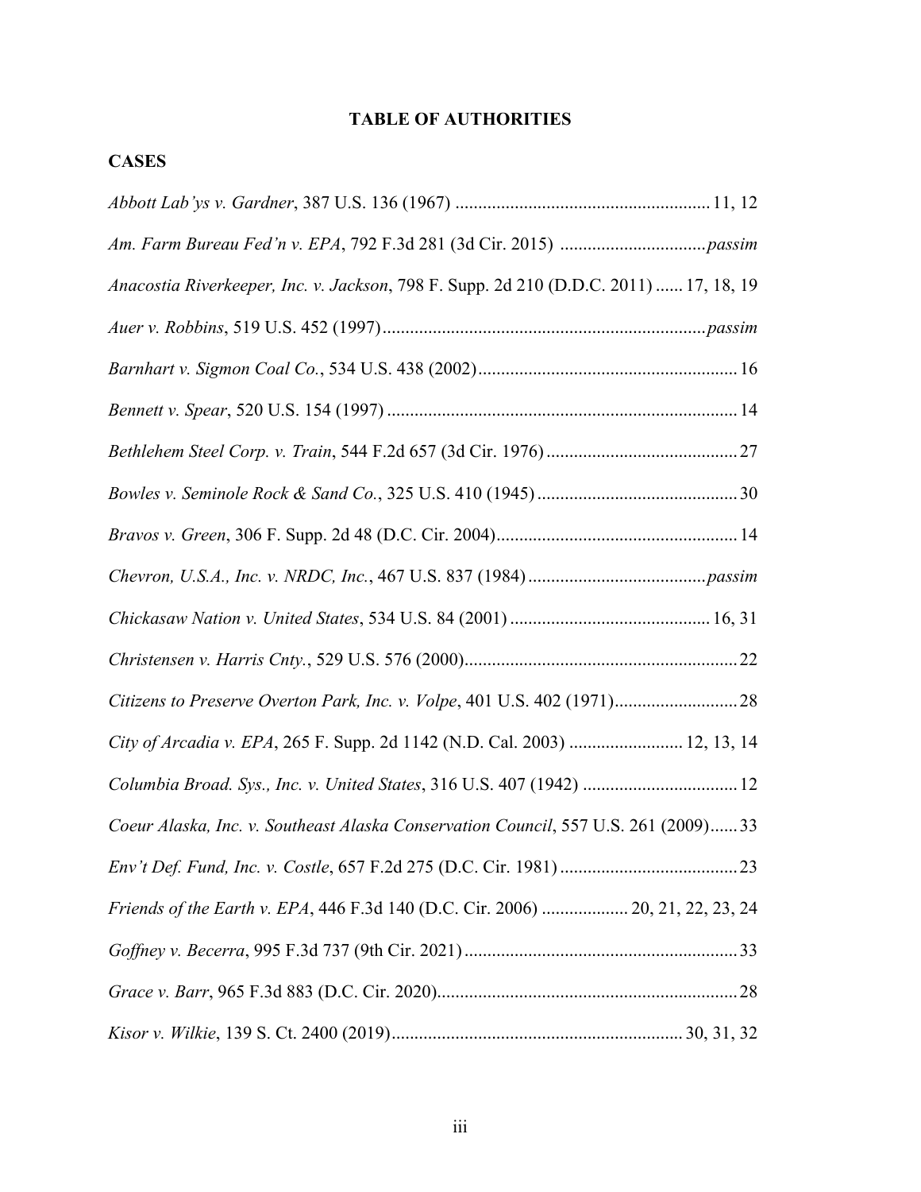## TABLE OF AUTHORITIES

### CASES

*Abbott Lab'ys v. Gardner*, 387 U.S. 136 (1967) ........................................................ 11, 12

*Am. Farm Bureau Fed'n v. EPA*, 792 F.3d 281 (3d Cir. 2015) ................................*passim*

*Anacostia Riverkeeper, Inc. v. Jackson*, 798 F. Supp. 2d 210 (D.D.C. 2011) ...... 17, 18, 19

*Auer v. Robbins*, 519 U.S. 452 (1997).......................................................................*passim*

*Barnhart v. Sigmon Coal Co.*, 534 U.S. 438 (2002)......................................................... 16

*Bennett v. Spear*, 520 U.S. 154 (1997) ............................................................................. 14

*Bethlehem Steel Corp. v. Train*, 544 F.2d 657 (3d Cir. 1976)........................................... 27

*Bowles v. Seminole Rock & Sand Co.*, 325 U.S. 410 (1945)............................................ 30

*Bravos v. Green*, 306 F. Supp. 2d 48 (D.C. Cir. 2004)..................................................... 14

*Chevron, U.S.A., Inc. v. NRDC, Inc.*, 467 U.S. 837 (1984).......................................*passim*

*Chickasaw Nation v. United States*, 534 U.S. 84 (2001) ............................................ 16, 31

*Christensen v. Harris Cnty.*, 529 U.S. 576 (2000)............................................................ 22

*Citizens to Preserve Overton Park, Inc. v. Volpe*, 401 U.S. 402 (1971)........................... 28

*City of Arcadia v. EPA*, 265 F. Supp. 2d 1142 (N.D. Cal. 2003) ......................... 12, 13, 14

*Columbia Broad. Sys., Inc. v. United States*, 316 U.S. 407 (1942) .................................. 12

*Coeur Alaska, Inc. v. Southeast Alaska Conservation Council*, 557 U.S. 261 (2009)...... 33

*Env't Def. Fund, Inc. v. Costle*, 657 F.2d 275 (D.C. Cir. 1981)....................................... 23

*Friends of the Earth v. EPA*, 446 F.3d 140 (D.C. Cir. 2006) ................... 20, 21, 22, 23, 24

*Goffney v. Becerra*, 995 F.3d 737 (9th Cir. 2021)............................................................ 33

*Grace v. Barr*, 965 F.3d 883 (D.C. Cir. 2020).................................................................. 28

*Kisor v. Wilkie*, 139 S. Ct. 2400 (2019)................................................................ 30, 31, 32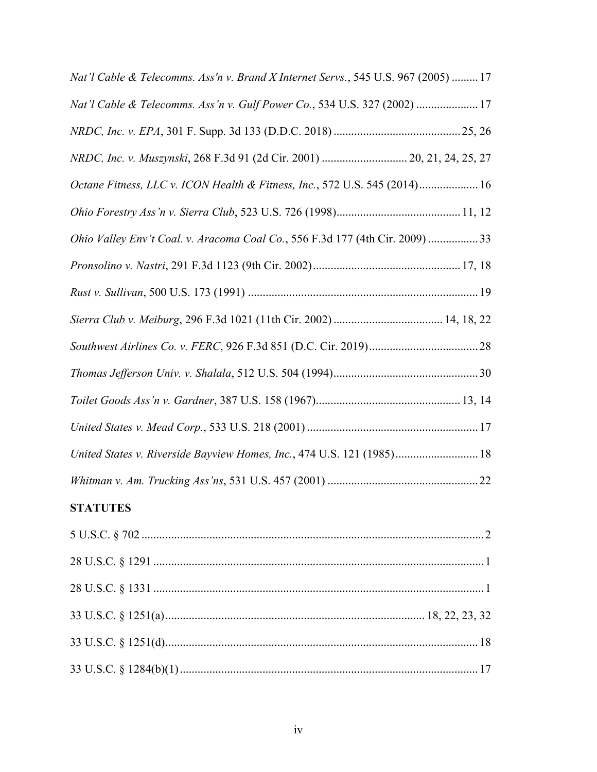*Nat'l Cable & Telecomms. Ass'n v. Brand X Internet Servs.*, 545 U.S. 967 (2005) ......... 17

*Nat'l Cable & Telecomms. Ass'n v. Gulf Power Co.*, 534 U.S. 327 (2002) ..................... 17

*NRDC, Inc. v. EPA*, 301 F. Supp. 3d 133 (D.D.C. 2018) ........................................... 25, 26

*NRDC, Inc. v. Muszynski*, 268 F.3d 91 (2d Cir. 2001) ............................ 20, 21, 24, 25, 27

*Octane Fitness, LLC v. ICON Health & Fitness, Inc.*, 572 U.S. 545 (2014).................... 16

*Ohio Forestry Ass'n v. Sierra Club*, 523 U.S. 726 (1998).......................................... 11, 12

*Ohio Valley Env't Coal. v. Aracoma Coal Co.*, 556 F.3d 177 (4th Cir. 2009) ................. 33

*Pronsolino v. Nastri*, 291 F.3d 1123 (9th Cir. 2002).................................................. 17, 18

*Rust v. Sullivan*, 500 U.S. 173 (1991) .............................................................................. 19

*Sierra Club v. Meiburg*, 296 F.3d 1021 (11th Cir. 2002) ..................................... 14, 18, 22

*Southwest Airlines Co. v. FERC*, 926 F.3d 851 (D.C. Cir. 2019)..................................... 28

*Thomas Jefferson Univ. v. Shalala*, 512 U.S. 504 (1994)................................................. 30

*Toilet Goods Ass'n v. Gardner*, 387 U.S. 158 (1967)................................................. 13, 14

*United States v. Mead Corp.*, 533 U.S. 218 (2001) .......................................................... 17

*United States v. Riverside Bayview Homes, Inc.*, 474 U.S. 121 (1985)............................ 18

*Whitman v. Am. Trucking Ass'ns*, 531 U.S. 457 (2001) ................................................... 22

**STATUTES**

5 U.S.C. § 702 .................................................................................................................... 2

28 U.S.C. § 1291 ................................................................................................................ 1

28 U.S.C. § 1331 ................................................................................................................ 1

33 U.S.C. § 1251(a)........................................................................................ 18, 22, 23, 32

33 U.S.C. § 1251(d)......................................................................................................... 18

33 U.S.C. § 1284(b)(1)..................................................................................................... 17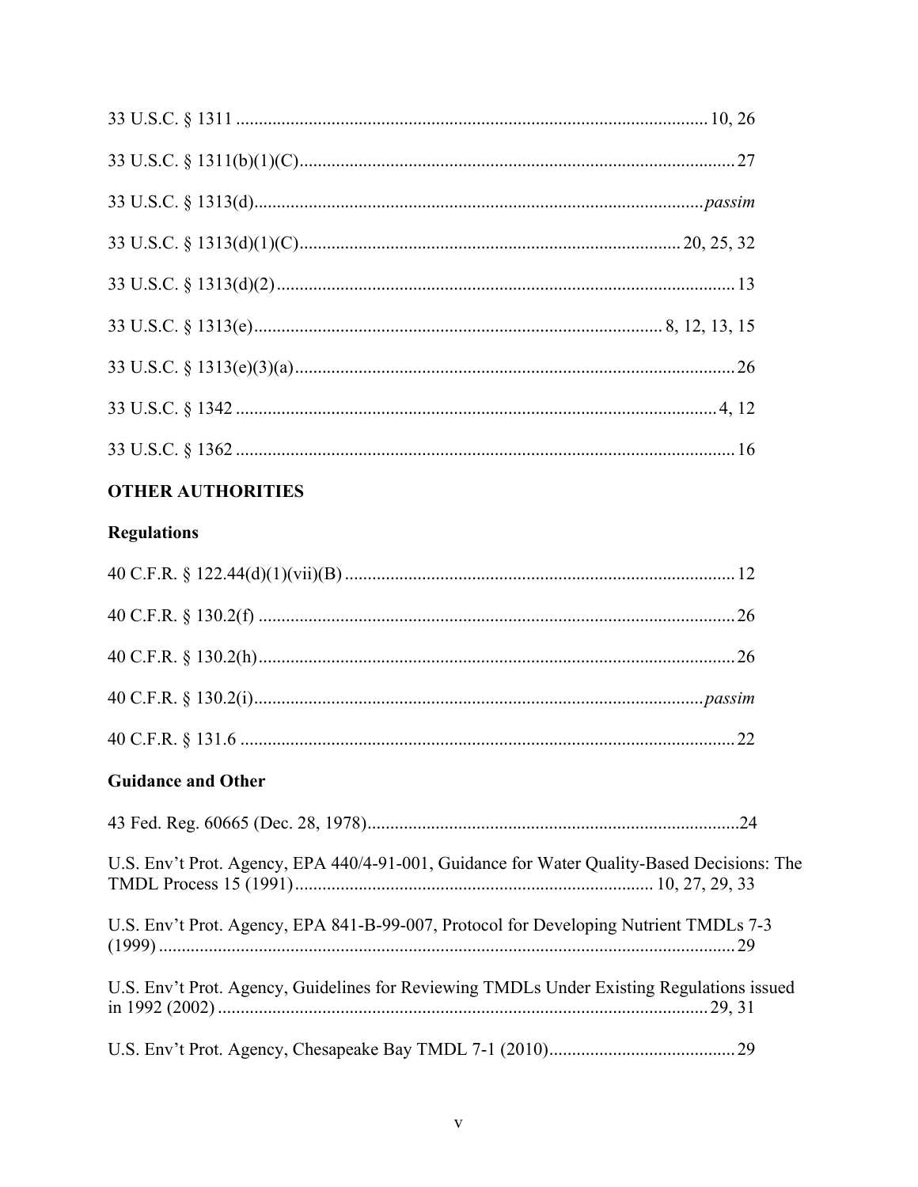33 U.S.C. § 1311 .......................................................................................................... 10, 26

33 U.S.C. § 1311(b)(1)(C)................................................................................................ 27

33 U.S.C. § 1313(d)..................................................................................................... *passim*

33 U.S.C. § 1313(d)(1)(C).................................................................................. 20, 25, 32

33 U.S.C. § 1313(d)(2)..................................................................................................... 13

33 U.S.C. § 1313(e)........................................................................................ 8, 12, 13, 15

33 U.S.C. § 1313(e)(3)(a)................................................................................................ 26

33 U.S.C. § 1342 .......................................................................................................... 4, 12

33 U.S.C. § 1362 .............................................................................................................. 16

**OTHER AUTHORITIES**

**Regulations**

40 C.F.R. § 122.44(d)(1)(vii)(B) ..................................................................................... 12

40 C.F.R. § 130.2(f) ......................................................................................................... 26

40 C.F.R. § 130.2(h)......................................................................................................... 26

40 C.F.R. § 130.2(i)...................................................................................................... *passim*

40 C.F.R. § 131.6 ............................................................................................................. 22

**Guidance and Other**

43 Fed. Reg. 60665 (Dec. 28, 1978)..................................................................................24

U.S. Env't Prot. Agency, EPA 440/4-91-001, Guidance for Water Quality-Based Decisions: The TMDL Process 15 (1991)............................................................................. 10, 27, 29, 33

U.S. Env't Prot. Agency, EPA 841-B-99-007, Protocol for Developing Nutrient TMDLs 7-3 (1999)............................................................................................................................. 29

U.S. Env't Prot. Agency, Guidelines for Reviewing TMDLs Under Existing Regulations issued in 1992 (2002)........................................................................................................... 29, 31

U.S. Env't Prot. Agency, Chesapeake Bay TMDL 7-1 (2010)......................................... 29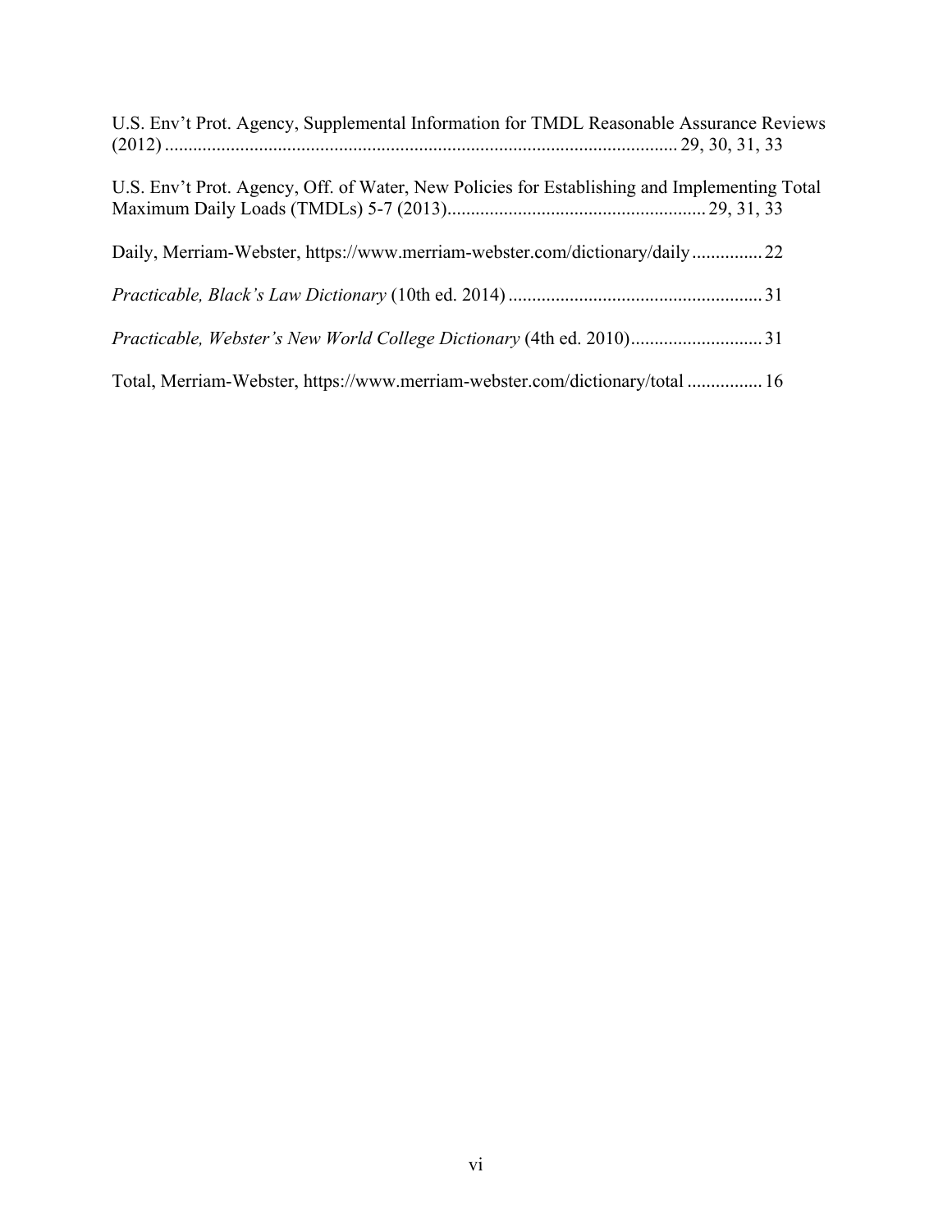U.S. Env't Prot. Agency, Supplemental Information for TMDL Reasonable Assurance Reviews (2012) .......... 29, 30, 31, 33

U.S. Env't Prot. Agency, Off. of Water, New Policies for Establishing and Implementing Total Maximum Daily Loads (TMDLs) 5-7 (2013).......... 29, 31, 33

Daily, Merriam-Webster, https://www.merriam-webster.com/dictionary/daily.......... 22

*Practicable, Black's Law Dictionary* (10th ed. 2014).......... 31

*Practicable, Webster's New World College Dictionary* (4th ed. 2010).......... 31

Total, Merriam-Webster, https://www.merriam-webster.com/dictionary/total.......... 16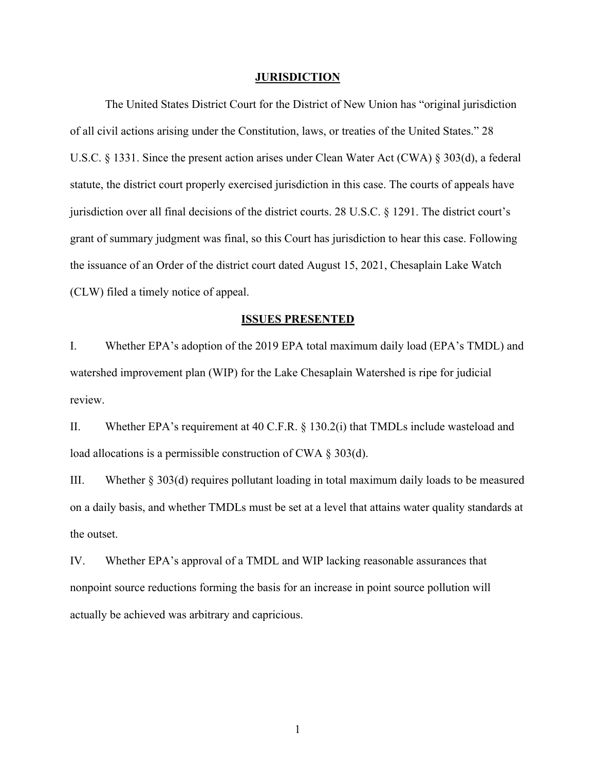## JURISDICTION

The United States District Court for the District of New Union has "original jurisdiction of all civil actions arising under the Constitution, laws, or treaties of the United States." 28 U.S.C. § 1331. Since the present action arises under Clean Water Act (CWA) § 303(d), a federal statute, the district court properly exercised jurisdiction in this case. The courts of appeals have jurisdiction over all final decisions of the district courts. 28 U.S.C. § 1291. The district court's grant of summary judgment was final, so this Court has jurisdiction to hear this case. Following the issuance of an Order of the district court dated August 15, 2021, Chesaplain Lake Watch (CLW) filed a timely notice of appeal.

## ISSUES PRESENTED

I. Whether EPA's adoption of the 2019 EPA total maximum daily load (EPA's TMDL) and watershed improvement plan (WIP) for the Lake Chesaplain Watershed is ripe for judicial review.

II. Whether EPA's requirement at 40 C.F.R. § 130.2(i) that TMDLs include wasteload and load allocations is a permissible construction of CWA § 303(d).

III. Whether § 303(d) requires pollutant loading in total maximum daily loads to be measured on a daily basis, and whether TMDLs must be set at a level that attains water quality standards at the outset.

IV. Whether EPA's approval of a TMDL and WIP lacking reasonable assurances that nonpoint source reductions forming the basis for an increase in point source pollution will actually be achieved was arbitrary and capricious.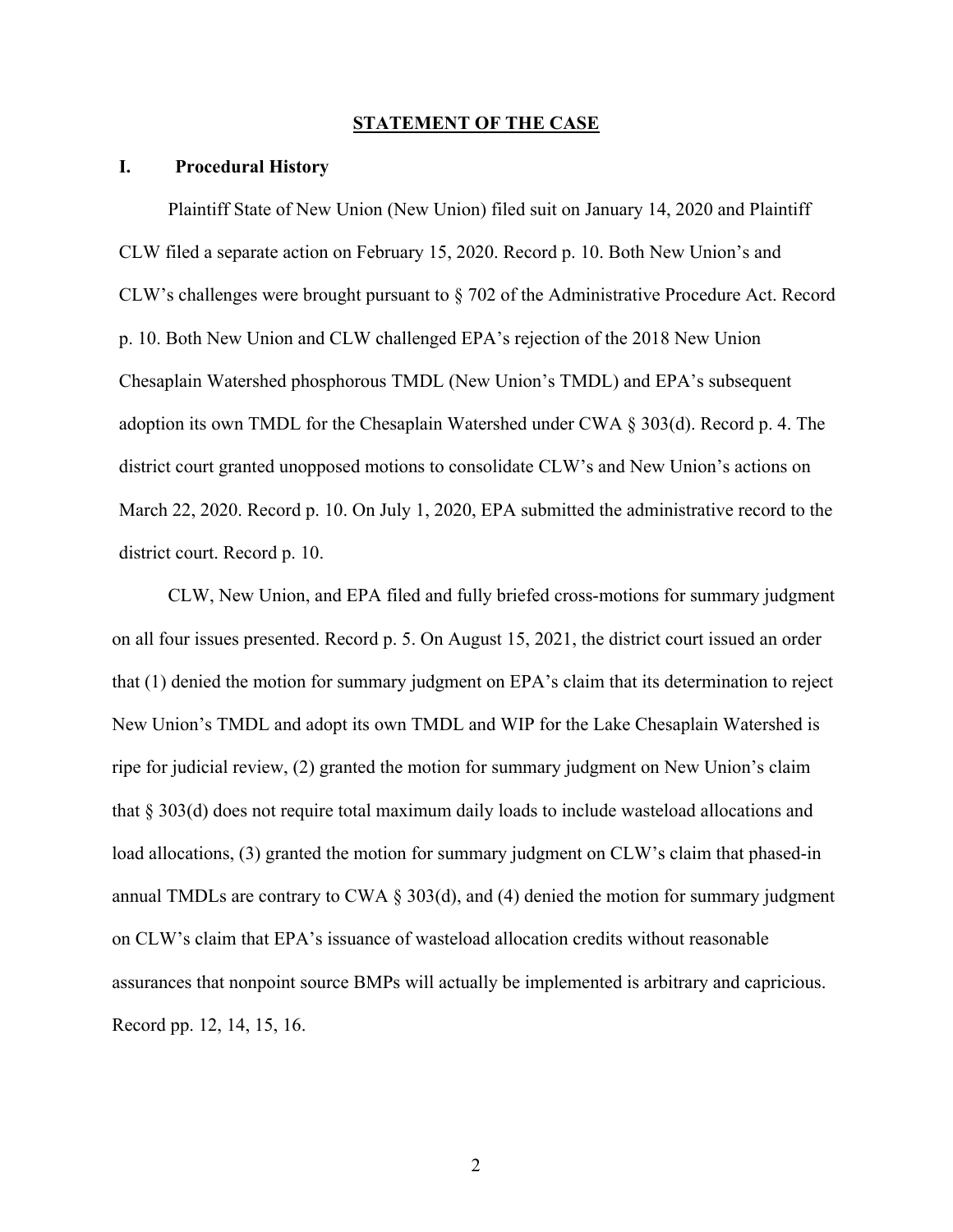## STATEMENT OF THE CASE

### I. Procedural History

Plaintiff State of New Union (New Union) filed suit on January 14, 2020 and Plaintiff CLW filed a separate action on February 15, 2020. Record p. 10. Both New Union's and CLW's challenges were brought pursuant to § 702 of the Administrative Procedure Act. Record p. 10. Both New Union and CLW challenged EPA's rejection of the 2018 New Union Chesaplain Watershed phosphorous TMDL (New Union's TMDL) and EPA's subsequent adoption its own TMDL for the Chesaplain Watershed under CWA § 303(d). Record p. 4. The district court granted unopposed motions to consolidate CLW's and New Union's actions on March 22, 2020. Record p. 10. On July 1, 2020, EPA submitted the administrative record to the district court. Record p. 10.

CLW, New Union, and EPA filed and fully briefed cross-motions for summary judgment on all four issues presented. Record p. 5. On August 15, 2021, the district court issued an order that (1) denied the motion for summary judgment on EPA's claim that its determination to reject New Union's TMDL and adopt its own TMDL and WIP for the Lake Chesaplain Watershed is ripe for judicial review, (2) granted the motion for summary judgment on New Union's claim that § 303(d) does not require total maximum daily loads to include wasteload allocations and load allocations, (3) granted the motion for summary judgment on CLW's claim that phased-in annual TMDLs are contrary to CWA § 303(d), and (4) denied the motion for summary judgment on CLW's claim that EPA's issuance of wasteload allocation credits without reasonable assurances that nonpoint source BMPs will actually be implemented is arbitrary and capricious. Record pp. 12, 14, 15, 16.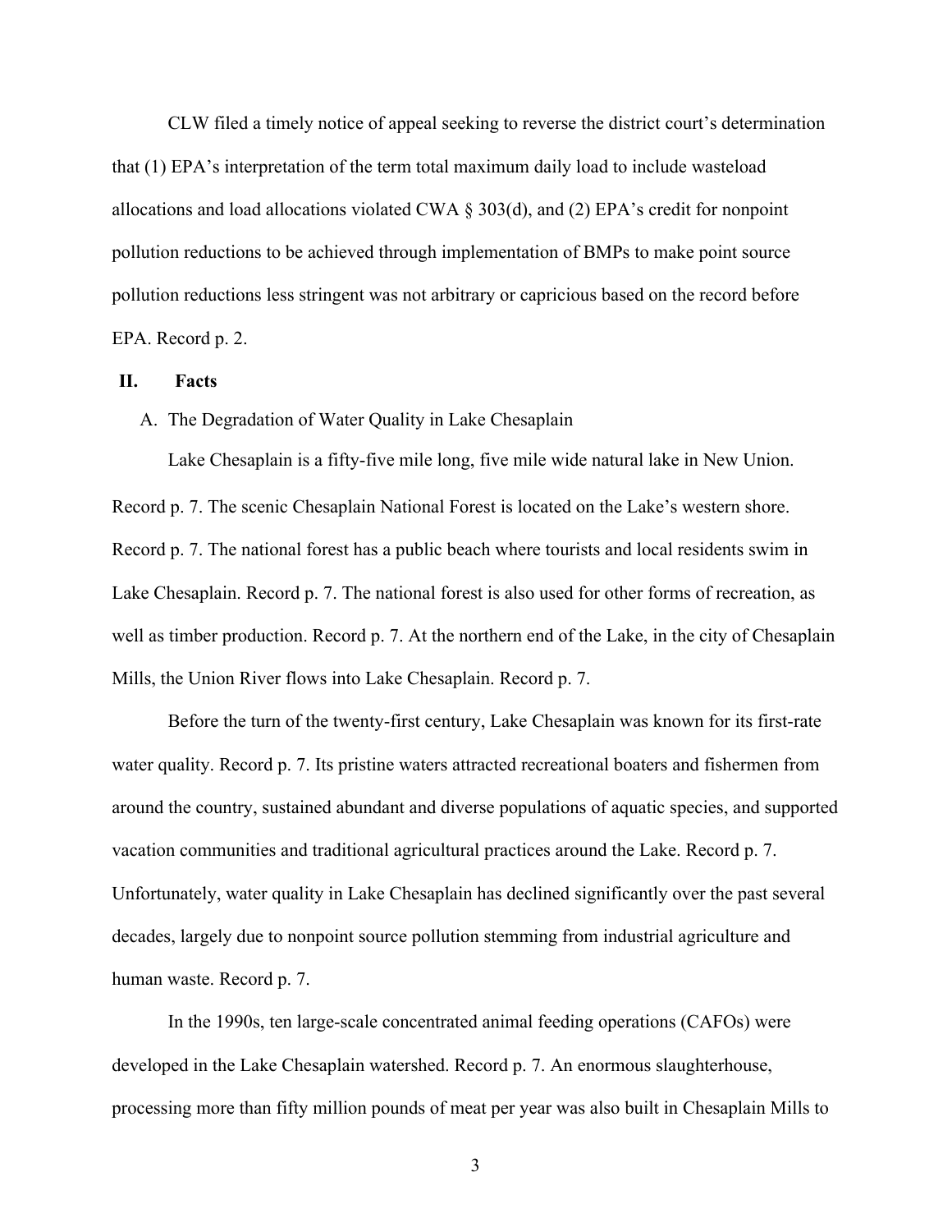CLW filed a timely notice of appeal seeking to reverse the district court's determination that (1) EPA's interpretation of the term total maximum daily load to include wasteload allocations and load allocations violated CWA § 303(d), and (2) EPA's credit for nonpoint pollution reductions to be achieved through implementation of BMPs to make point source pollution reductions less stringent was not arbitrary or capricious based on the record before EPA. Record p. 2.

## II. Facts

### A. The Degradation of Water Quality in Lake Chesaplain

Lake Chesaplain is a fifty-five mile long, five mile wide natural lake in New Union. Record p. 7. The scenic Chesaplain National Forest is located on the Lake's western shore. Record p. 7. The national forest has a public beach where tourists and local residents swim in Lake Chesaplain. Record p. 7. The national forest is also used for other forms of recreation, as well as timber production. Record p. 7. At the northern end of the Lake, in the city of Chesaplain Mills, the Union River flows into Lake Chesaplain. Record p. 7.

Before the turn of the twenty-first century, Lake Chesaplain was known for its first-rate water quality. Record p. 7. Its pristine waters attracted recreational boaters and fishermen from around the country, sustained abundant and diverse populations of aquatic species, and supported vacation communities and traditional agricultural practices around the Lake. Record p. 7. Unfortunately, water quality in Lake Chesaplain has declined significantly over the past several decades, largely due to nonpoint source pollution stemming from industrial agriculture and human waste. Record p. 7.

In the 1990s, ten large-scale concentrated animal feeding operations (CAFOs) were developed in the Lake Chesaplain watershed. Record p. 7. An enormous slaughterhouse, processing more than fifty million pounds of meat per year was also built in Chesaplain Mills to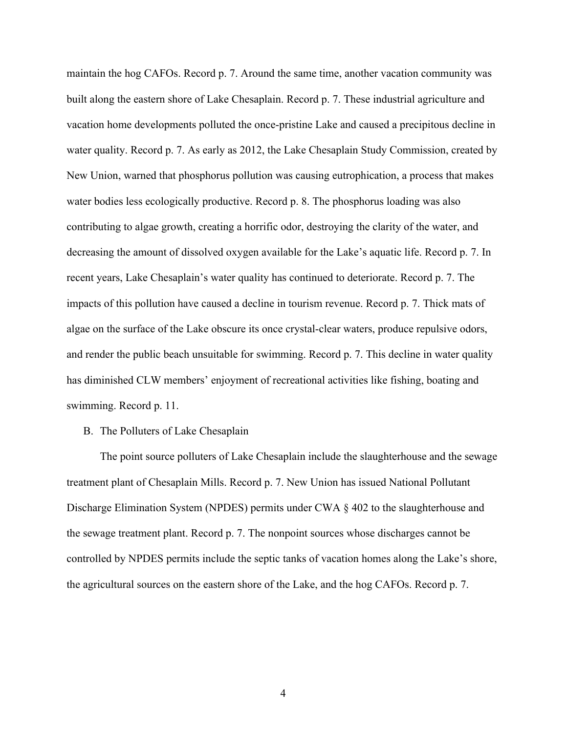maintain the hog CAFOs. Record p. 7. Around the same time, another vacation community was built along the eastern shore of Lake Chesaplain. Record p. 7. These industrial agriculture and vacation home developments polluted the once-pristine Lake and caused a precipitous decline in water quality. Record p. 7. As early as 2012, the Lake Chesaplain Study Commission, created by New Union, warned that phosphorus pollution was causing eutrophication, a process that makes water bodies less ecologically productive. Record p. 8. The phosphorus loading was also contributing to algae growth, creating a horrific odor, destroying the clarity of the water, and decreasing the amount of dissolved oxygen available for the Lake's aquatic life. Record p. 7. In recent years, Lake Chesaplain's water quality has continued to deteriorate. Record p. 7. The impacts of this pollution have caused a decline in tourism revenue. Record p. 7. Thick mats of algae on the surface of the Lake obscure its once crystal-clear waters, produce repulsive odors, and render the public beach unsuitable for swimming. Record p. 7. This decline in water quality has diminished CLW members' enjoyment of recreational activities like fishing, boating and swimming. Record p. 11.

B. The Polluters of Lake Chesaplain

The point source polluters of Lake Chesaplain include the slaughterhouse and the sewage treatment plant of Chesaplain Mills. Record p. 7. New Union has issued National Pollutant Discharge Elimination System (NPDES) permits under CWA § 402 to the slaughterhouse and the sewage treatment plant. Record p. 7. The nonpoint sources whose discharges cannot be controlled by NPDES permits include the septic tanks of vacation homes along the Lake's shore, the agricultural sources on the eastern shore of the Lake, and the hog CAFOs. Record p. 7.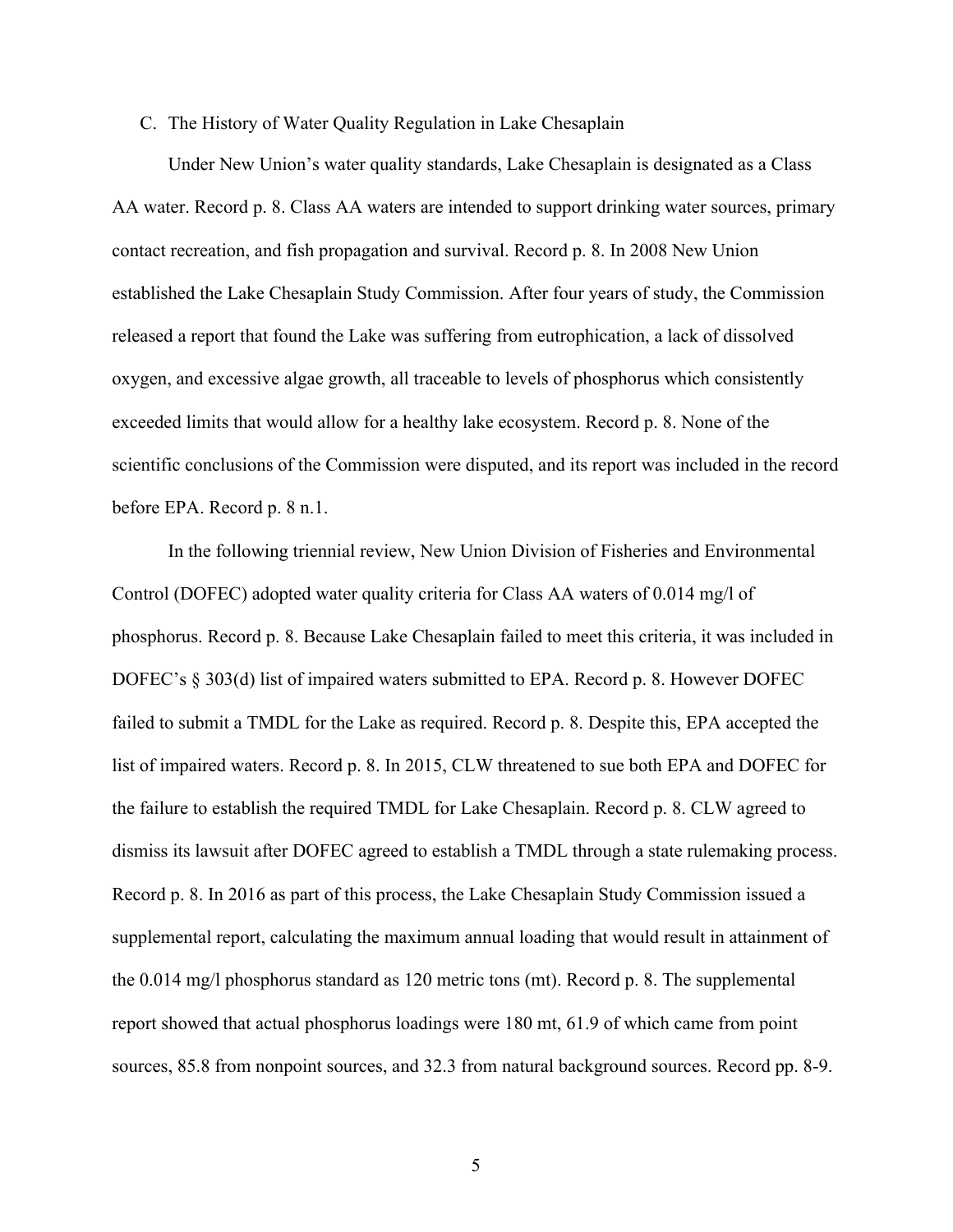### C. The History of Water Quality Regulation in Lake Chesaplain

Under New Union's water quality standards, Lake Chesaplain is designated as a Class AA water. Record p. 8. Class AA waters are intended to support drinking water sources, primary contact recreation, and fish propagation and survival. Record p. 8. In 2008 New Union established the Lake Chesaplain Study Commission. After four years of study, the Commission released a report that found the Lake was suffering from eutrophication, a lack of dissolved oxygen, and excessive algae growth, all traceable to levels of phosphorus which consistently exceeded limits that would allow for a healthy lake ecosystem. Record p. 8. None of the scientific conclusions of the Commission were disputed, and its report was included in the record before EPA. Record p. 8 n.1.

In the following triennial review, New Union Division of Fisheries and Environmental Control (DOFEC) adopted water quality criteria for Class AA waters of 0.014 mg/l of phosphorus. Record p. 8. Because Lake Chesaplain failed to meet this criteria, it was included in DOFEC's § 303(d) list of impaired waters submitted to EPA. Record p. 8. However DOFEC failed to submit a TMDL for the Lake as required. Record p. 8. Despite this, EPA accepted the list of impaired waters. Record p. 8. In 2015, CLW threatened to sue both EPA and DOFEC for the failure to establish the required TMDL for Lake Chesaplain. Record p. 8. CLW agreed to dismiss its lawsuit after DOFEC agreed to establish a TMDL through a state rulemaking process. Record p. 8. In 2016 as part of this process, the Lake Chesaplain Study Commission issued a supplemental report, calculating the maximum annual loading that would result in attainment of the 0.014 mg/l phosphorus standard as 120 metric tons (mt). Record p. 8. The supplemental report showed that actual phosphorus loadings were 180 mt, 61.9 of which came from point sources, 85.8 from nonpoint sources, and 32.3 from natural background sources. Record pp. 8-9.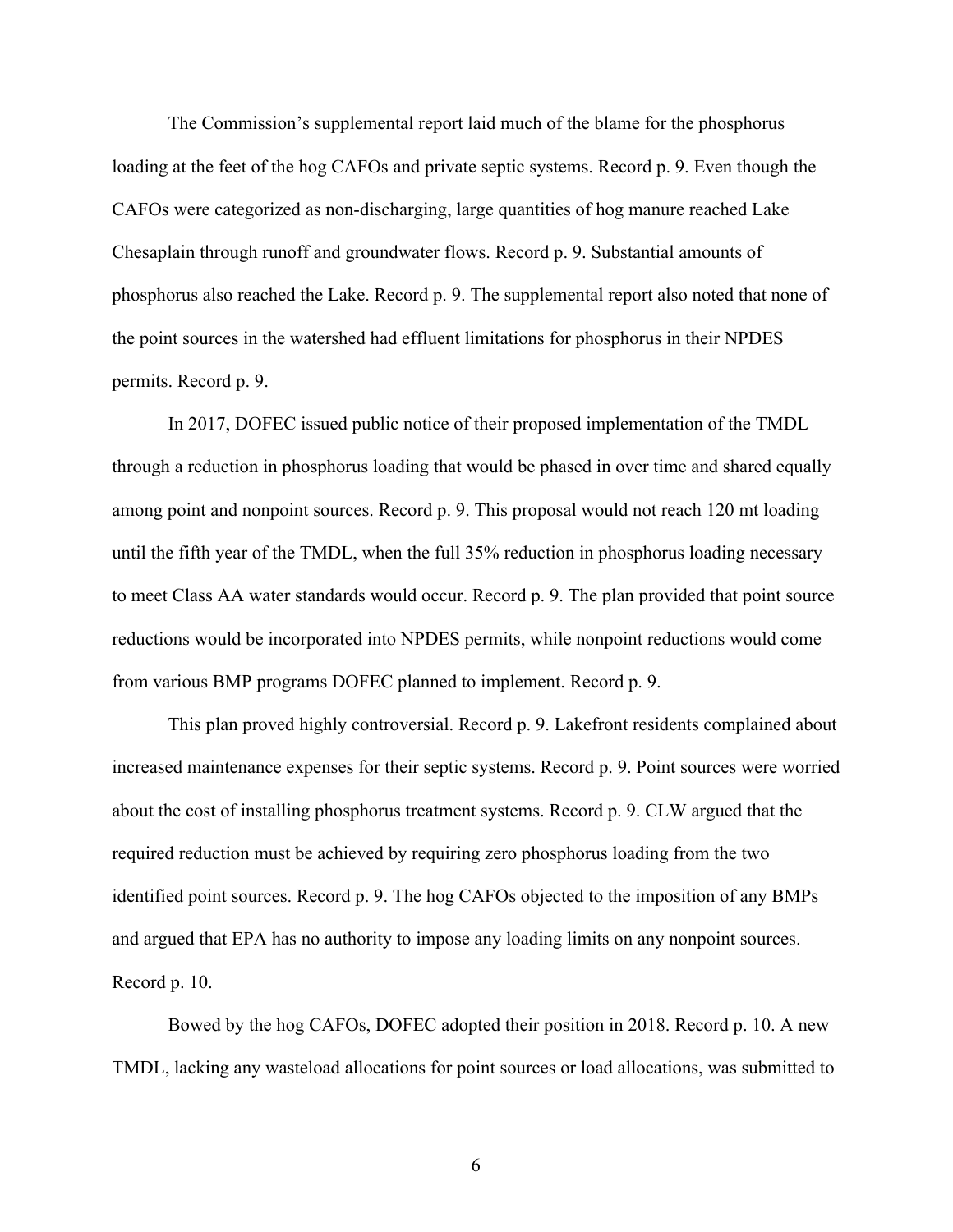The Commission's supplemental report laid much of the blame for the phosphorus loading at the feet of the hog CAFOs and private septic systems. Record p. 9. Even though the CAFOs were categorized as non-discharging, large quantities of hog manure reached Lake Chesaplain through runoff and groundwater flows. Record p. 9. Substantial amounts of phosphorus also reached the Lake. Record p. 9. The supplemental report also noted that none of the point sources in the watershed had effluent limitations for phosphorus in their NPDES permits. Record p. 9.

In 2017, DOFEC issued public notice of their proposed implementation of the TMDL through a reduction in phosphorus loading that would be phased in over time and shared equally among point and nonpoint sources. Record p. 9. This proposal would not reach 120 mt loading until the fifth year of the TMDL, when the full 35% reduction in phosphorus loading necessary to meet Class AA water standards would occur. Record p. 9. The plan provided that point source reductions would be incorporated into NPDES permits, while nonpoint reductions would come from various BMP programs DOFEC planned to implement. Record p. 9.

This plan proved highly controversial. Record p. 9. Lakefront residents complained about increased maintenance expenses for their septic systems. Record p. 9. Point sources were worried about the cost of installing phosphorus treatment systems. Record p. 9. CLW argued that the required reduction must be achieved by requiring zero phosphorus loading from the two identified point sources. Record p. 9. The hog CAFOs objected to the imposition of any BMPs and argued that EPA has no authority to impose any loading limits on any nonpoint sources. Record p. 10.

Bowed by the hog CAFOs, DOFEC adopted their position in 2018. Record p. 10. A new TMDL, lacking any wasteload allocations for point sources or load allocations, was submitted to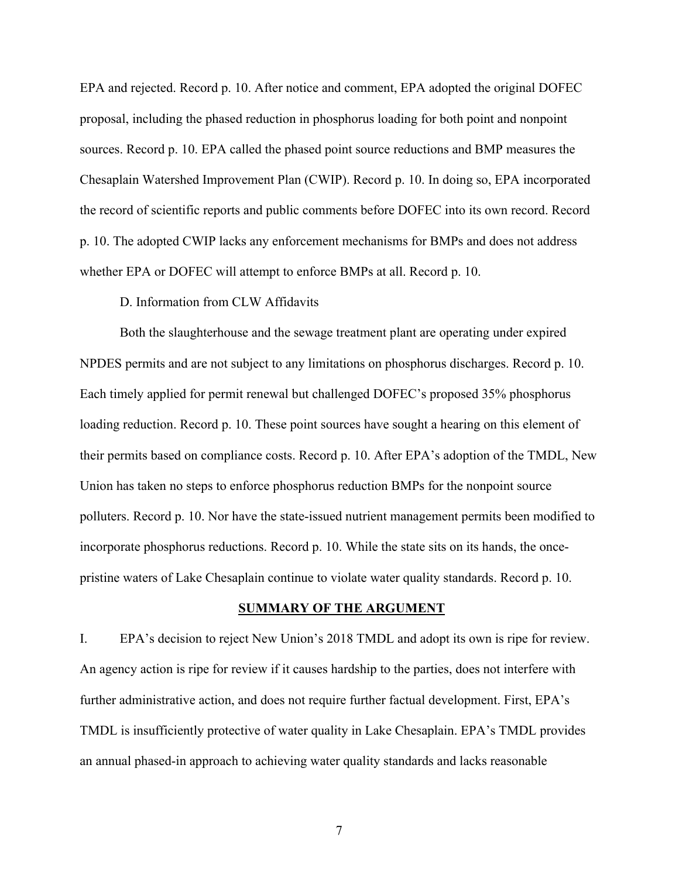EPA and rejected. Record p. 10. After notice and comment, EPA adopted the original DOFEC proposal, including the phased reduction in phosphorus loading for both point and nonpoint sources. Record p. 10. EPA called the phased point source reductions and BMP measures the Chesaplain Watershed Improvement Plan (CWIP). Record p. 10. In doing so, EPA incorporated the record of scientific reports and public comments before DOFEC into its own record. Record p. 10. The adopted CWIP lacks any enforcement mechanisms for BMPs and does not address whether EPA or DOFEC will attempt to enforce BMPs at all. Record p. 10.

D. Information from CLW Affidavits

Both the slaughterhouse and the sewage treatment plant are operating under expired NPDES permits and are not subject to any limitations on phosphorus discharges. Record p. 10. Each timely applied for permit renewal but challenged DOFEC's proposed 35% phosphorus loading reduction. Record p. 10. These point sources have sought a hearing on this element of their permits based on compliance costs. Record p. 10. After EPA's adoption of the TMDL, New Union has taken no steps to enforce phosphorus reduction BMPs for the nonpoint source polluters. Record p. 10. Nor have the state-issued nutrient management permits been modified to incorporate phosphorus reductions. Record p. 10. While the state sits on its hands, the once-pristine waters of Lake Chesaplain continue to violate water quality standards. Record p. 10.

## SUMMARY OF THE ARGUMENT

I. EPA's decision to reject New Union's 2018 TMDL and adopt its own is ripe for review. An agency action is ripe for review if it causes hardship to the parties, does not interfere with further administrative action, and does not require further factual development. First, EPA's TMDL is insufficiently protective of water quality in Lake Chesaplain. EPA's TMDL provides an annual phased-in approach to achieving water quality standards and lacks reasonable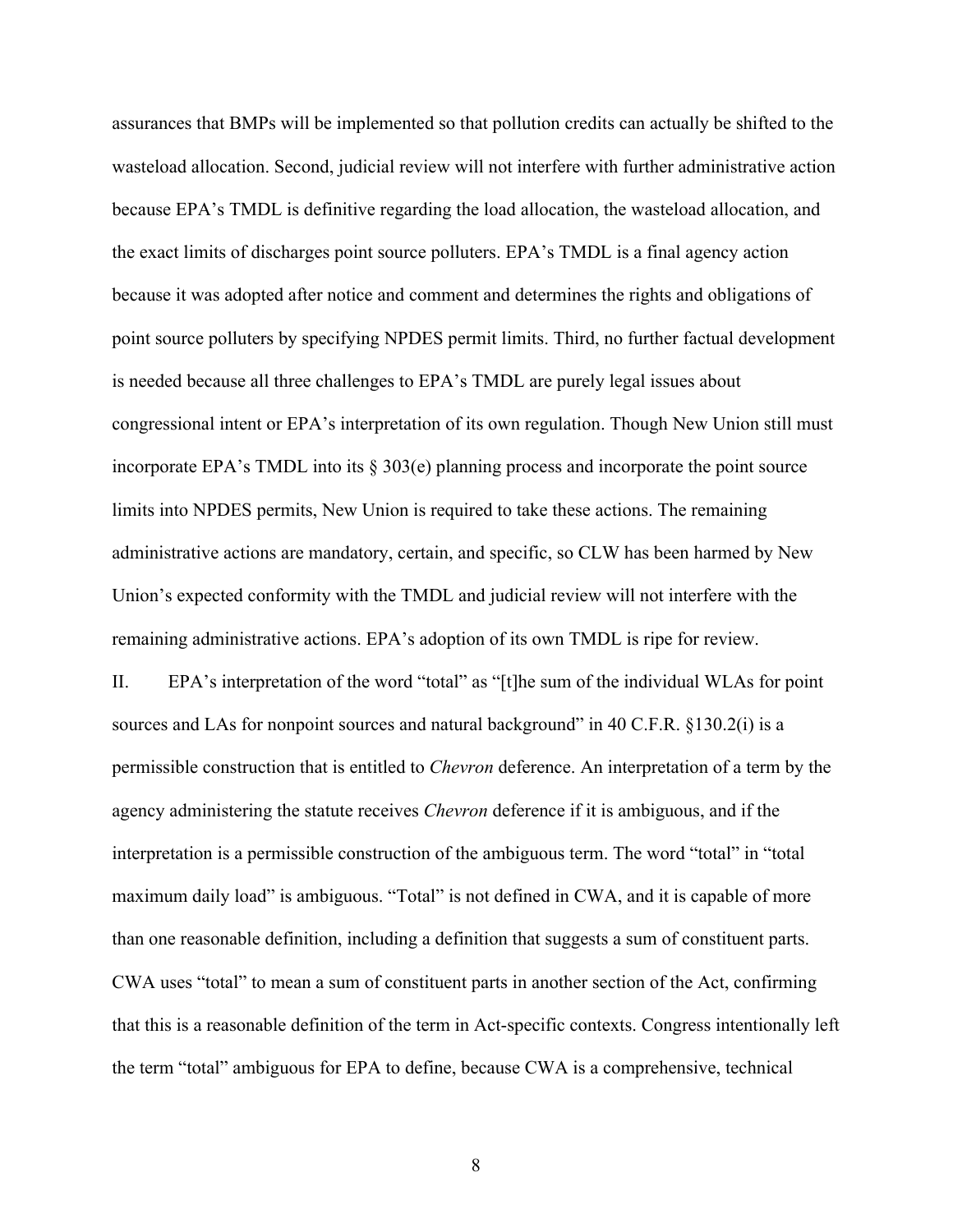assurances that BMPs will be implemented so that pollution credits can actually be shifted to the wasteload allocation. Second, judicial review will not interfere with further administrative action because EPA's TMDL is definitive regarding the load allocation, the wasteload allocation, and the exact limits of discharges point source polluters. EPA's TMDL is a final agency action because it was adopted after notice and comment and determines the rights and obligations of point source polluters by specifying NPDES permit limits. Third, no further factual development is needed because all three challenges to EPA's TMDL are purely legal issues about congressional intent or EPA's interpretation of its own regulation. Though New Union still must incorporate EPA's TMDL into its § 303(e) planning process and incorporate the point source limits into NPDES permits, New Union is required to take these actions. The remaining administrative actions are mandatory, certain, and specific, so CLW has been harmed by New Union's expected conformity with the TMDL and judicial review will not interfere with the remaining administrative actions. EPA's adoption of its own TMDL is ripe for review.

II. EPA's interpretation of the word "total" as "[t]he sum of the individual WLAs for point sources and LAs for nonpoint sources and natural background" in 40 C.F.R. §130.2(i) is a permissible construction that is entitled to *Chevron* deference. An interpretation of a term by the agency administering the statute receives *Chevron* deference if it is ambiguous, and if the interpretation is a permissible construction of the ambiguous term. The word "total" in "total maximum daily load" is ambiguous. "Total" is not defined in CWA, and it is capable of more than one reasonable definition, including a definition that suggests a sum of constituent parts. CWA uses "total" to mean a sum of constituent parts in another section of the Act, confirming that this is a reasonable definition of the term in Act-specific contexts. Congress intentionally left the term "total" ambiguous for EPA to define, because CWA is a comprehensive, technical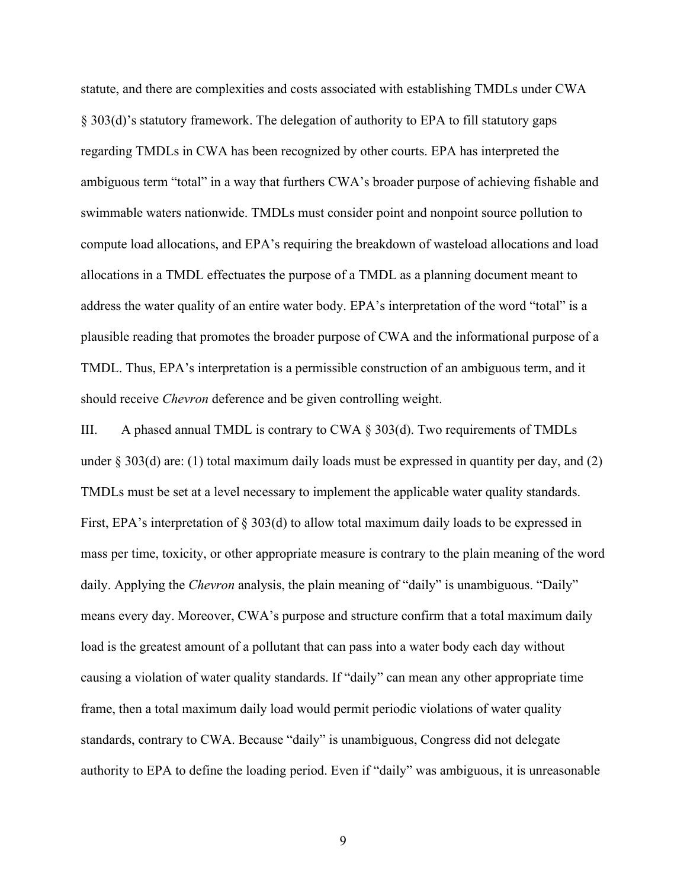statute, and there are complexities and costs associated with establishing TMDLs under CWA § 303(d)'s statutory framework. The delegation of authority to EPA to fill statutory gaps regarding TMDLs in CWA has been recognized by other courts. EPA has interpreted the ambiguous term "total" in a way that furthers CWA's broader purpose of achieving fishable and swimmable waters nationwide. TMDLs must consider point and nonpoint source pollution to compute load allocations, and EPA's requiring the breakdown of wasteload allocations and load allocations in a TMDL effectuates the purpose of a TMDL as a planning document meant to address the water quality of an entire water body. EPA's interpretation of the word "total" is a plausible reading that promotes the broader purpose of CWA and the informational purpose of a TMDL. Thus, EPA's interpretation is a permissible construction of an ambiguous term, and it should receive *Chevron* deference and be given controlling weight.

III. A phased annual TMDL is contrary to CWA § 303(d). Two requirements of TMDLs under § 303(d) are: (1) total maximum daily loads must be expressed in quantity per day, and (2) TMDLs must be set at a level necessary to implement the applicable water quality standards. First, EPA's interpretation of § 303(d) to allow total maximum daily loads to be expressed in mass per time, toxicity, or other appropriate measure is contrary to the plain meaning of the word daily. Applying the *Chevron* analysis, the plain meaning of "daily" is unambiguous. "Daily" means every day. Moreover, CWA's purpose and structure confirm that a total maximum daily load is the greatest amount of a pollutant that can pass into a water body each day without causing a violation of water quality standards. If "daily" can mean any other appropriate time frame, then a total maximum daily load would permit periodic violations of water quality standards, contrary to CWA. Because "daily" is unambiguous, Congress did not delegate authority to EPA to define the loading period. Even if "daily" was ambiguous, it is unreasonable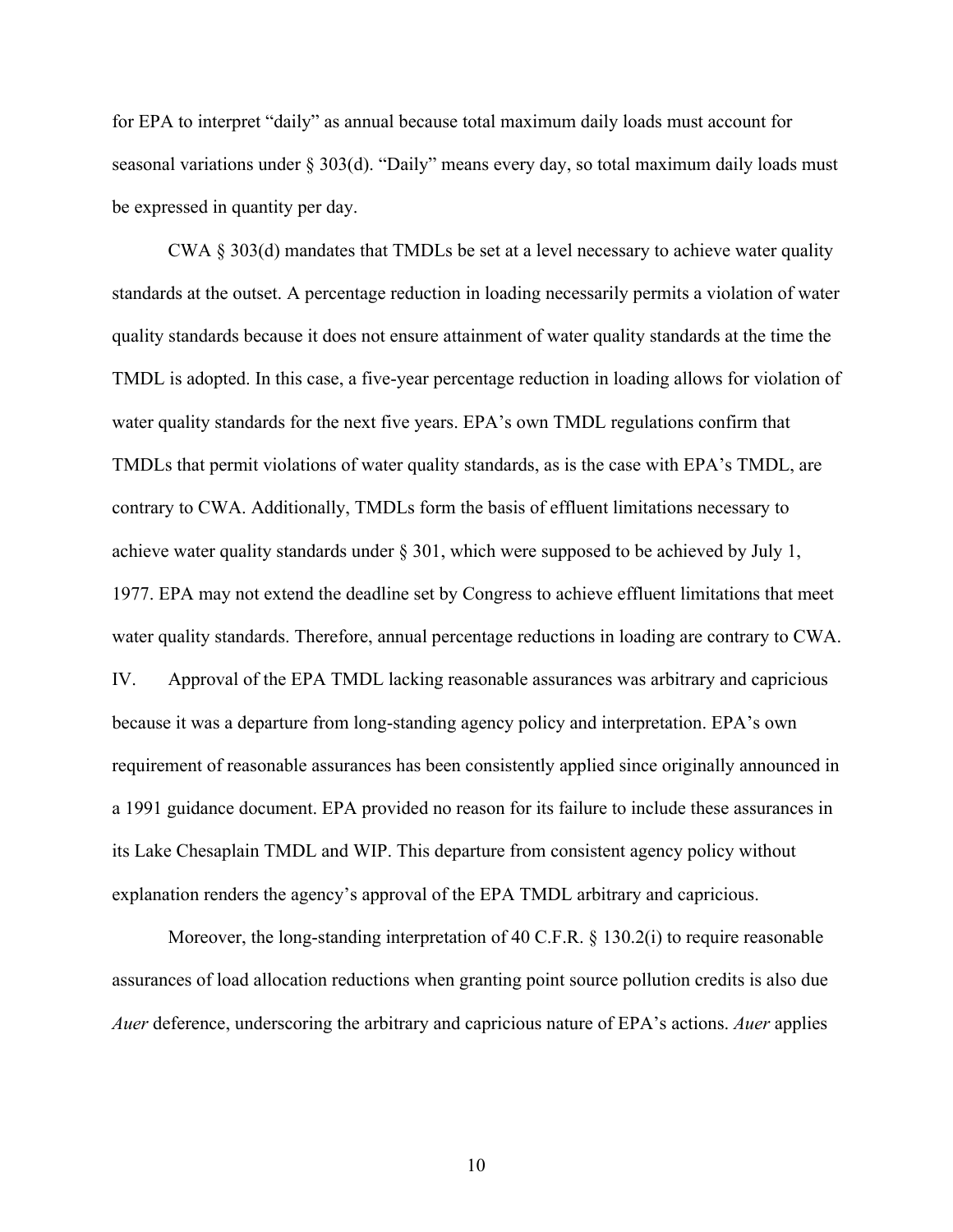for EPA to interpret "daily" as annual because total maximum daily loads must account for seasonal variations under § 303(d). "Daily" means every day, so total maximum daily loads must be expressed in quantity per day.

CWA § 303(d) mandates that TMDLs be set at a level necessary to achieve water quality standards at the outset. A percentage reduction in loading necessarily permits a violation of water quality standards because it does not ensure attainment of water quality standards at the time the TMDL is adopted. In this case, a five-year percentage reduction in loading allows for violation of water quality standards for the next five years. EPA's own TMDL regulations confirm that TMDLs that permit violations of water quality standards, as is the case with EPA's TMDL, are contrary to CWA. Additionally, TMDLs form the basis of effluent limitations necessary to achieve water quality standards under § 301, which were supposed to be achieved by July 1, 1977. EPA may not extend the deadline set by Congress to achieve effluent limitations that meet water quality standards. Therefore, annual percentage reductions in loading are contrary to CWA.

IV. Approval of the EPA TMDL lacking reasonable assurances was arbitrary and capricious because it was a departure from long-standing agency policy and interpretation. EPA's own requirement of reasonable assurances has been consistently applied since originally announced in a 1991 guidance document. EPA provided no reason for its failure to include these assurances in its Lake Chesaplain TMDL and WIP. This departure from consistent agency policy without explanation renders the agency's approval of the EPA TMDL arbitrary and capricious.

Moreover, the long-standing interpretation of 40 C.F.R. § 130.2(i) to require reasonable assurances of load allocation reductions when granting point source pollution credits is also due *Auer* deference, underscoring the arbitrary and capricious nature of EPA's actions. *Auer* applies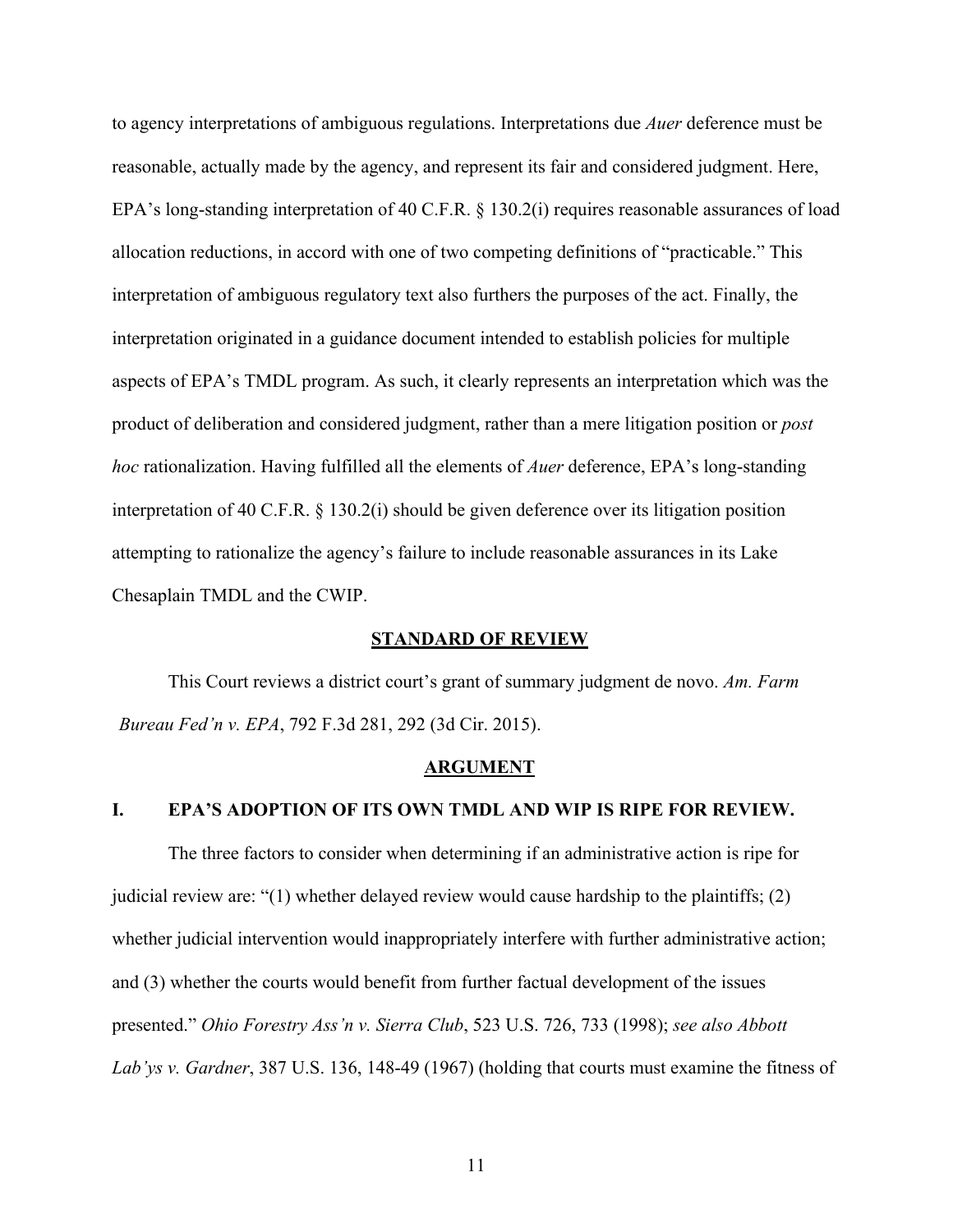to agency interpretations of ambiguous regulations. Interpretations due *Auer* deference must be reasonable, actually made by the agency, and represent its fair and considered judgment. Here, EPA's long-standing interpretation of 40 C.F.R. § 130.2(i) requires reasonable assurances of load allocation reductions, in accord with one of two competing definitions of "practicable." This interpretation of ambiguous regulatory text also furthers the purposes of the act. Finally, the interpretation originated in a guidance document intended to establish policies for multiple aspects of EPA's TMDL program. As such, it clearly represents an interpretation which was the product of deliberation and considered judgment, rather than a mere litigation position or *post hoc* rationalization. Having fulfilled all the elements of *Auer* deference, EPA's long-standing interpretation of 40 C.F.R. § 130.2(i) should be given deference over its litigation position attempting to rationalize the agency's failure to include reasonable assurances in its Lake Chesaplain TMDL and the CWIP.

## STANDARD OF REVIEW

This Court reviews a district court's grant of summary judgment de novo. *Am. Farm Bureau Fed'n v. EPA*, 792 F.3d 281, 292 (3d Cir. 2015).

## ARGUMENT

### I. EPA'S ADOPTION OF ITS OWN TMDL AND WIP IS RIPE FOR REVIEW.

The three factors to consider when determining if an administrative action is ripe for judicial review are: "(1) whether delayed review would cause hardship to the plaintiffs; (2) whether judicial intervention would inappropriately interfere with further administrative action; and (3) whether the courts would benefit from further factual development of the issues presented." *Ohio Forestry Ass'n v. Sierra Club*, 523 U.S. 726, 733 (1998); *see also Abbott Lab'ys v. Gardner*, 387 U.S. 136, 148-49 (1967) (holding that courts must examine the fitness of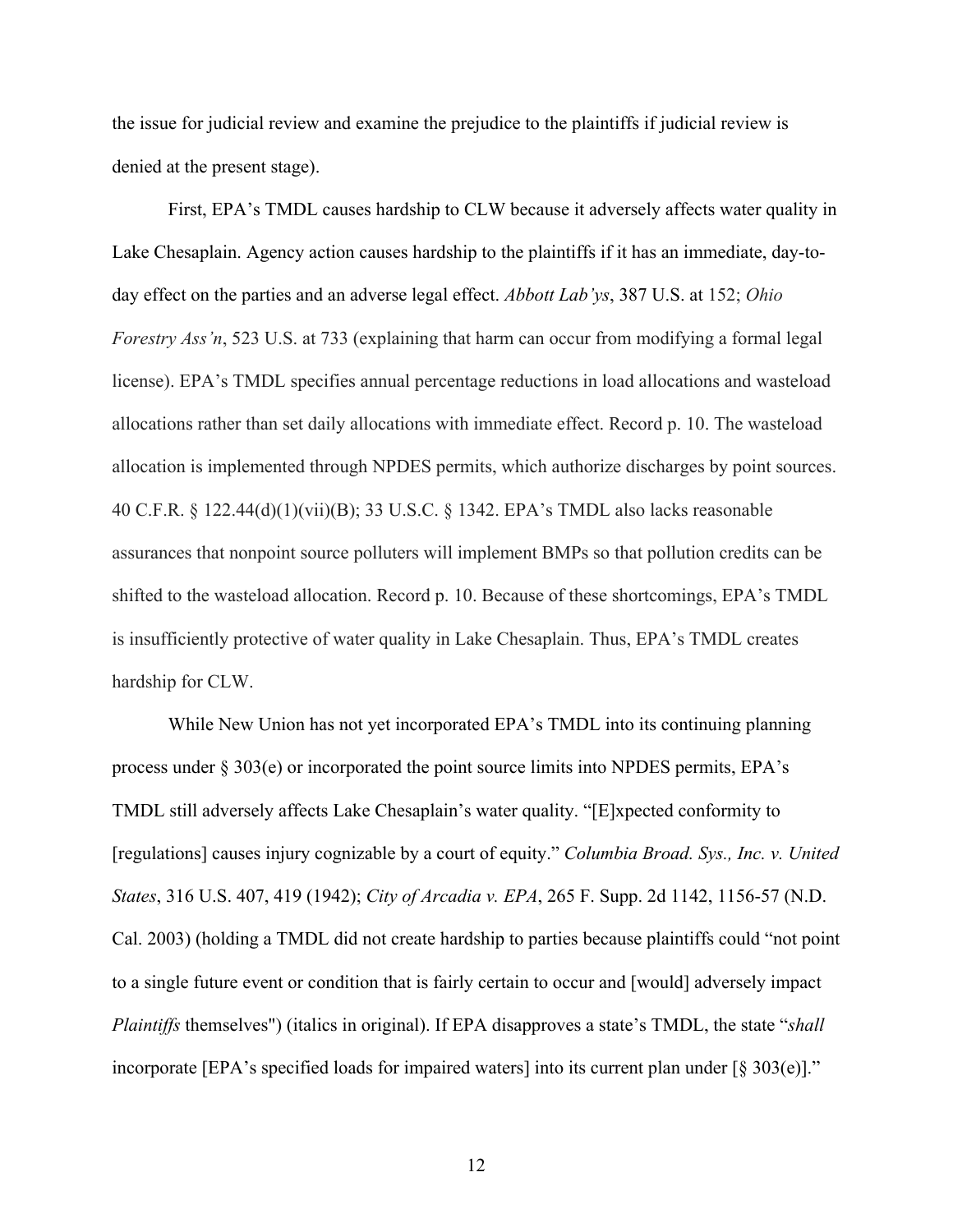the issue for judicial review and examine the prejudice to the plaintiffs if judicial review is denied at the present stage).

First, EPA's TMDL causes hardship to CLW because it adversely affects water quality in Lake Chesaplain. Agency action causes hardship to the plaintiffs if it has an immediate, day-to-day effect on the parties and an adverse legal effect. *Abbott Lab'ys*, 387 U.S. at 152; *Ohio Forestry Ass'n*, 523 U.S. at 733 (explaining that harm can occur from modifying a formal legal license). EPA's TMDL specifies annual percentage reductions in load allocations and wasteload allocations rather than set daily allocations with immediate effect. Record p. 10. The wasteload allocation is implemented through NPDES permits, which authorize discharges by point sources. 40 C.F.R. § 122.44(d)(1)(vii)(B); 33 U.S.C. § 1342. EPA's TMDL also lacks reasonable assurances that nonpoint source polluters will implement BMPs so that pollution credits can be shifted to the wasteload allocation. Record p. 10. Because of these shortcomings, EPA's TMDL is insufficiently protective of water quality in Lake Chesaplain. Thus, EPA's TMDL creates hardship for CLW.

While New Union has not yet incorporated EPA's TMDL into its continuing planning process under § 303(e) or incorporated the point source limits into NPDES permits, EPA's TMDL still adversely affects Lake Chesaplain's water quality. "[E]xpected conformity to [regulations] causes injury cognizable by a court of equity." *Columbia Broad. Sys., Inc. v. United States*, 316 U.S. 407, 419 (1942); *City of Arcadia v. EPA*, 265 F. Supp. 2d 1142, 1156-57 (N.D. Cal. 2003) (holding a TMDL did not create hardship to parties because plaintiffs could "not point to a single future event or condition that is fairly certain to occur and [would] adversely impact *Plaintiffs* themselves") (italics in original). If EPA disapproves a state's TMDL, the state "*shall* incorporate [EPA's specified loads for impaired waters] into its current plan under [§ 303(e)]."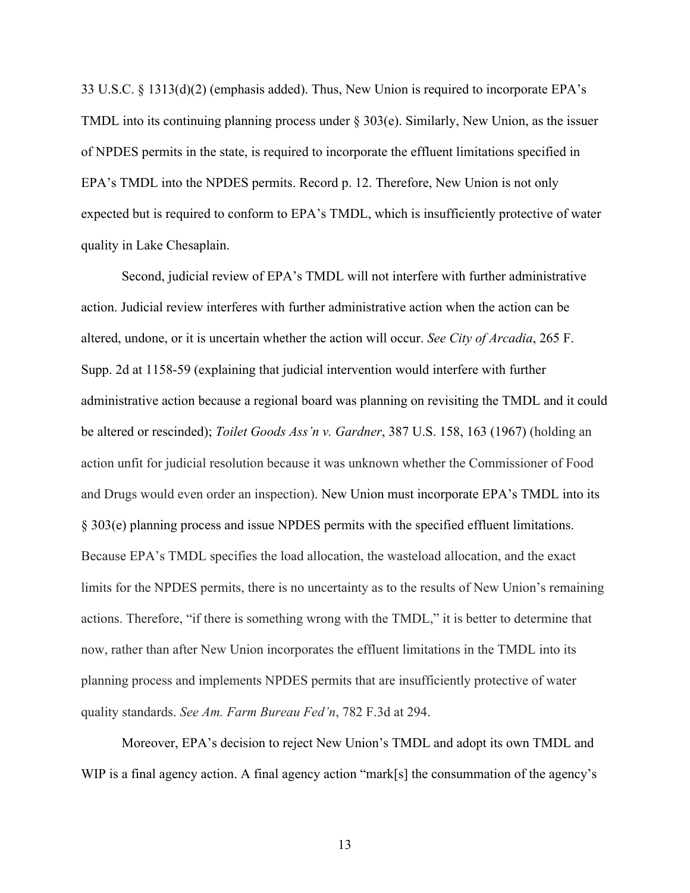33 U.S.C. § 1313(d)(2) (emphasis added). Thus, New Union is required to incorporate EPA's TMDL into its continuing planning process under § 303(e). Similarly, New Union, as the issuer of NPDES permits in the state, is required to incorporate the effluent limitations specified in EPA's TMDL into the NPDES permits. Record p. 12. Therefore, New Union is not only expected but is required to conform to EPA's TMDL, which is insufficiently protective of water quality in Lake Chesaplain.

Second, judicial review of EPA's TMDL will not interfere with further administrative action. Judicial review interferes with further administrative action when the action can be altered, undone, or it is uncertain whether the action will occur. *See City of Arcadia*, 265 F. Supp. 2d at 1158-59 (explaining that judicial intervention would interfere with further administrative action because a regional board was planning on revisiting the TMDL and it could be altered or rescinded); *Toilet Goods Ass'n v. Gardner*, 387 U.S. 158, 163 (1967) (holding an action unfit for judicial resolution because it was unknown whether the Commissioner of Food and Drugs would even order an inspection). New Union must incorporate EPA's TMDL into its § 303(e) planning process and issue NPDES permits with the specified effluent limitations. Because EPA's TMDL specifies the load allocation, the wasteload allocation, and the exact limits for the NPDES permits, there is no uncertainty as to the results of New Union's remaining actions. Therefore, "if there is something wrong with the TMDL," it is better to determine that now, rather than after New Union incorporates the effluent limitations in the TMDL into its planning process and implements NPDES permits that are insufficiently protective of water quality standards. *See Am. Farm Bureau Fed'n*, 782 F.3d at 294.

Moreover, EPA's decision to reject New Union's TMDL and adopt its own TMDL and WIP is a final agency action. A final agency action "mark[s] the consummation of the agency's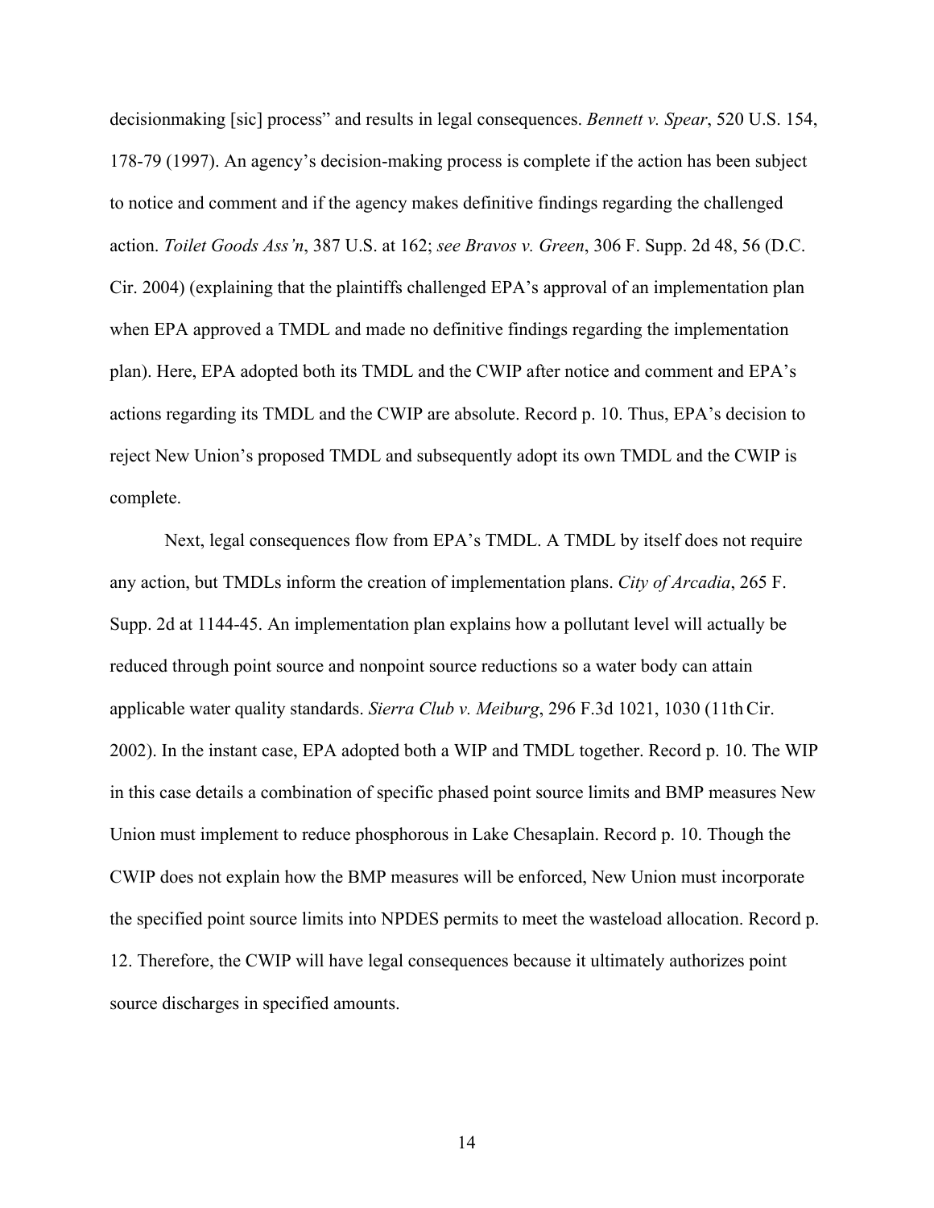decisionmaking [sic] process" and results in legal consequences. *Bennett v. Spear*, 520 U.S. 154, 178-79 (1997). An agency's decision-making process is complete if the action has been subject to notice and comment and if the agency makes definitive findings regarding the challenged action. *Toilet Goods Ass'n*, 387 U.S. at 162; *see Bravos v. Green*, 306 F. Supp. 2d 48, 56 (D.C. Cir. 2004) (explaining that the plaintiffs challenged EPA's approval of an implementation plan when EPA approved a TMDL and made no definitive findings regarding the implementation plan). Here, EPA adopted both its TMDL and the CWIP after notice and comment and EPA's actions regarding its TMDL and the CWIP are absolute. Record p. 10. Thus, EPA's decision to reject New Union's proposed TMDL and subsequently adopt its own TMDL and the CWIP is complete.

Next, legal consequences flow from EPA's TMDL. A TMDL by itself does not require any action, but TMDLs inform the creation of implementation plans. *City of Arcadia*, 265 F. Supp. 2d at 1144-45. An implementation plan explains how a pollutant level will actually be reduced through point source and nonpoint source reductions so a water body can attain applicable water quality standards. *Sierra Club v. Meiburg*, 296 F.3d 1021, 1030 (11th Cir. 2002). In the instant case, EPA adopted both a WIP and TMDL together. Record p. 10. The WIP in this case details a combination of specific phased point source limits and BMP measures New Union must implement to reduce phosphorous in Lake Chesaplain. Record p. 10. Though the CWIP does not explain how the BMP measures will be enforced, New Union must incorporate the specified point source limits into NPDES permits to meet the wasteload allocation. Record p. 12. Therefore, the CWIP will have legal consequences because it ultimately authorizes point source discharges in specified amounts.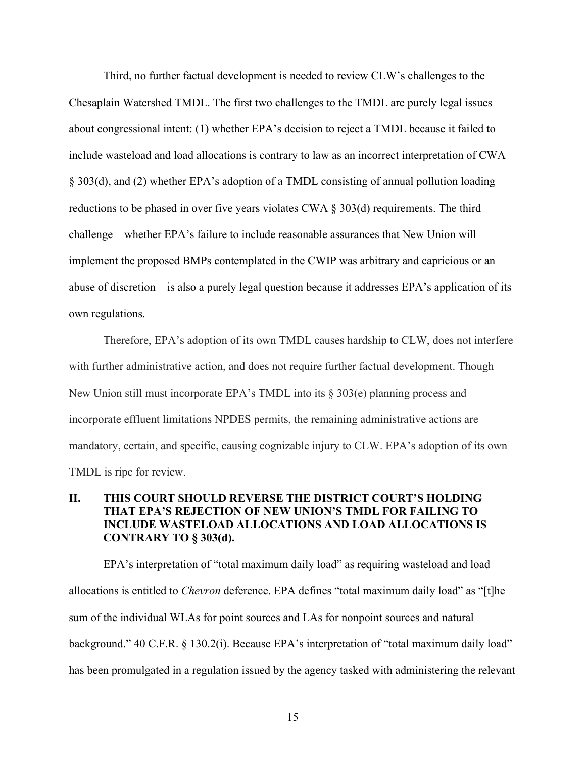Third, no further factual development is needed to review CLW's challenges to the Chesaplain Watershed TMDL. The first two challenges to the TMDL are purely legal issues about congressional intent: (1) whether EPA's decision to reject a TMDL because it failed to include wasteload and load allocations is contrary to law as an incorrect interpretation of CWA § 303(d), and (2) whether EPA's adoption of a TMDL consisting of annual pollution loading reductions to be phased in over five years violates CWA § 303(d) requirements. The third challenge—whether EPA's failure to include reasonable assurances that New Union will implement the proposed BMPs contemplated in the CWIP was arbitrary and capricious or an abuse of discretion—is also a purely legal question because it addresses EPA's application of its own regulations.

Therefore, EPA's adoption of its own TMDL causes hardship to CLW, does not interfere with further administrative action, and does not require further factual development. Though New Union still must incorporate EPA's TMDL into its § 303(e) planning process and incorporate effluent limitations NPDES permits, the remaining administrative actions are mandatory, certain, and specific, causing cognizable injury to CLW. EPA's adoption of its own TMDL is ripe for review.

## II. THIS COURT SHOULD REVERSE THE DISTRICT COURT'S HOLDING THAT EPA'S REJECTION OF NEW UNION'S TMDL FOR FAILING TO INCLUDE WASTELOAD ALLOCATIONS AND LOAD ALLOCATIONS IS CONTRARY TO § 303(d).

EPA's interpretation of "total maximum daily load" as requiring wasteload and load allocations is entitled to *Chevron* deference. EPA defines "total maximum daily load" as "[t]he sum of the individual WLAs for point sources and LAs for nonpoint sources and natural background." 40 C.F.R. § 130.2(i). Because EPA's interpretation of "total maximum daily load" has been promulgated in a regulation issued by the agency tasked with administering the relevant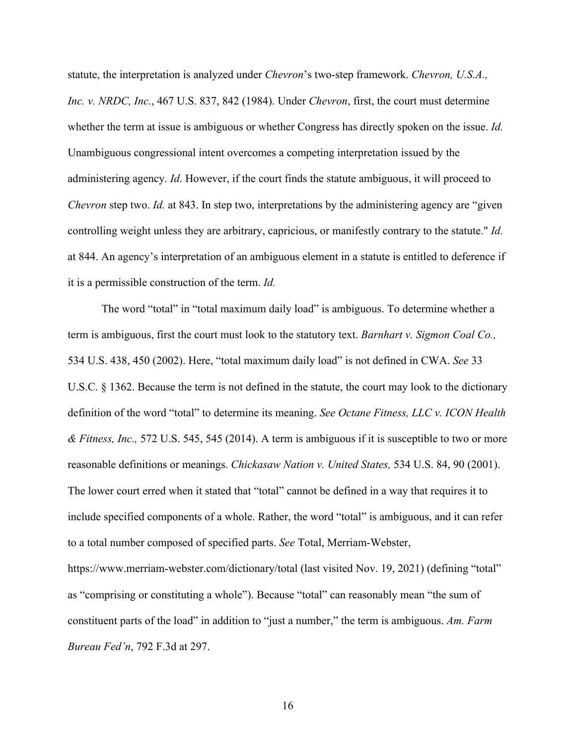statute, the interpretation is analyzed under *Chevron*'s two-step framework. *Chevron, U.S.A., Inc. v. NRDC, Inc.*, 467 U.S. 837, 842 (1984). Under *Chevron*, first, the court must determine whether the term at issue is ambiguous or whether Congress has directly spoken on the issue. *Id.* Unambiguous congressional intent overcomes a competing interpretation issued by the administering agency. *Id*. However, if the court finds the statute ambiguous, it will proceed to *Chevron* step two. *Id.* at 843. In step two, interpretations by the administering agency are "given controlling weight unless they are arbitrary, capricious, or manifestly contrary to the statute." *Id.* at 844. An agency's interpretation of an ambiguous element in a statute is entitled to deference if it is a permissible construction of the term. *Id.*

The word "total" in "total maximum daily load" is ambiguous. To determine whether a term is ambiguous, first the court must look to the statutory text. *Barnhart v. Sigmon Coal Co.,* 534 U.S. 438, 450 (2002). Here, "total maximum daily load" is not defined in CWA. *See* 33 U.S.C. § 1362. Because the term is not defined in the statute, the court may look to the dictionary definition of the word "total" to determine its meaning. *See Octane Fitness, LLC v. ICON Health & Fitness, Inc.,* 572 U.S. 545, 545 (2014). A term is ambiguous if it is susceptible to two or more reasonable definitions or meanings. *Chickasaw Nation v. United States,* 534 U.S. 84, 90 (2001). The lower court erred when it stated that "total" cannot be defined in a way that requires it to include specified components of a whole. Rather, the word "total" is ambiguous, and it can refer to a total number composed of specified parts. *See* Total, Merriam-Webster, https://www.merriam-webster.com/dictionary/total (last visited Nov. 19, 2021) (defining "total" as "comprising or constituting a whole"). Because "total" can reasonably mean "the sum of constituent parts of the load" in addition to "just a number," the term is ambiguous. *Am. Farm Bureau Fed'n*, 792 F.3d at 297.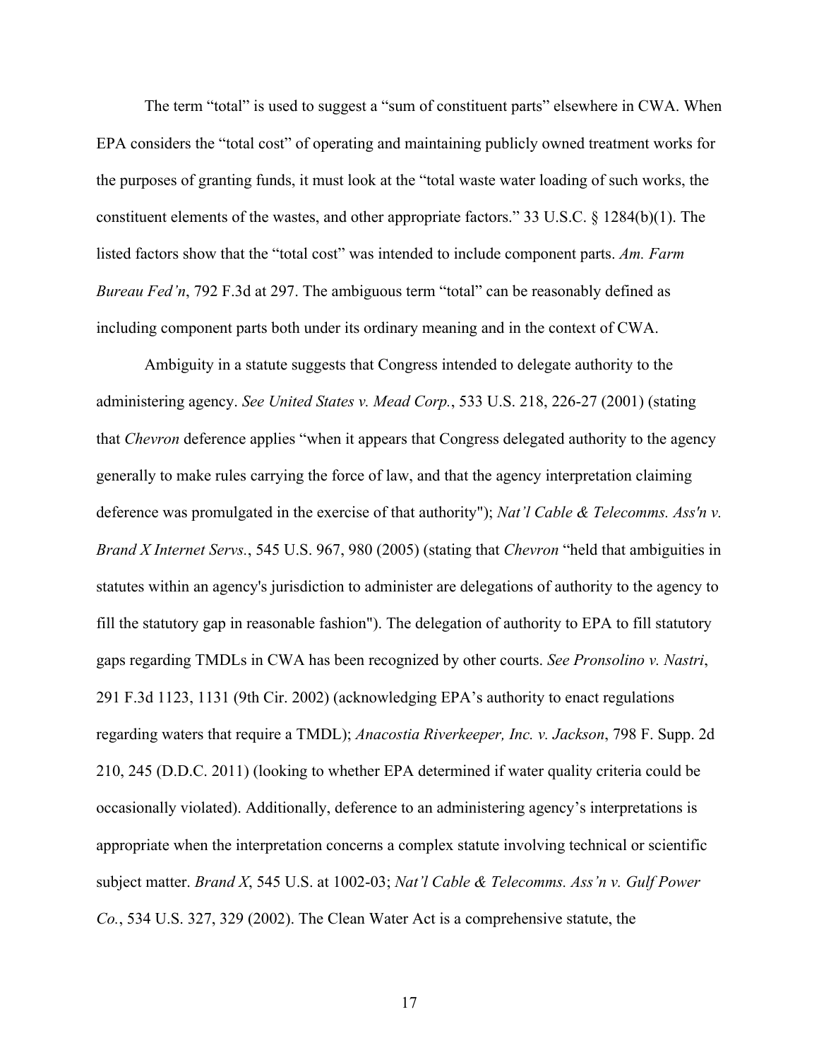The term “total” is used to suggest a “sum of constituent parts” elsewhere in CWA. When EPA considers the “total cost” of operating and maintaining publicly owned treatment works for the purposes of granting funds, it must look at the “total waste water loading of such works, the constituent elements of the wastes, and other appropriate factors.” 33 U.S.C. § 1284(b)(1). The listed factors show that the “total cost” was intended to include component parts. *Am. Farm Bureau Fed’n*, 792 F.3d at 297. The ambiguous term “total” can be reasonably defined as including component parts both under its ordinary meaning and in the context of CWA.

Ambiguity in a statute suggests that Congress intended to delegate authority to the administering agency. *See United States v. Mead Corp.*, 533 U.S. 218, 226-27 (2001) (stating that *Chevron* deference applies “when it appears that Congress delegated authority to the agency generally to make rules carrying the force of law, and that the agency interpretation claiming deference was promulgated in the exercise of that authority"); *Nat’l Cable & Telecomms. Ass'n v. Brand X Internet Servs.*, 545 U.S. 967, 980 (2005) (stating that *Chevron* “held that ambiguities in statutes within an agency's jurisdiction to administer are delegations of authority to the agency to fill the statutory gap in reasonable fashion"). The delegation of authority to EPA to fill statutory gaps regarding TMDLs in CWA has been recognized by other courts. *See Pronsolino v. Nastri*, 291 F.3d 1123, 1131 (9th Cir. 2002) (acknowledging EPA’s authority to enact regulations regarding waters that require a TMDL); *Anacostia Riverkeeper, Inc. v. Jackson*, 798 F. Supp. 2d 210, 245 (D.D.C. 2011) (looking to whether EPA determined if water quality criteria could be occasionally violated). Additionally, deference to an administering agency’s interpretations is appropriate when the interpretation concerns a complex statute involving technical or scientific subject matter. *Brand X*, 545 U.S. at 1002-03; *Nat’l Cable & Telecomms. Ass’n v. Gulf Power Co.*, 534 U.S. 327, 329 (2002). The Clean Water Act is a comprehensive statute, the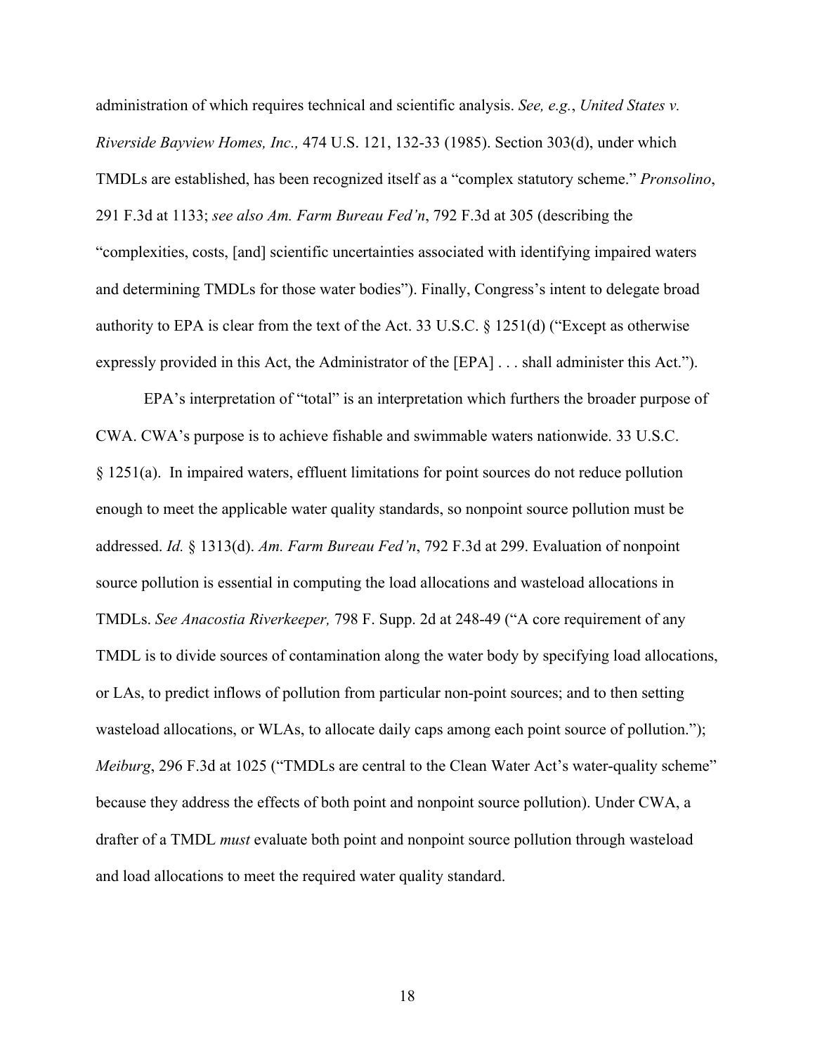administration of which requires technical and scientific analysis. *See, e.g.*, *United States v. Riverside Bayview Homes, Inc.,* 474 U.S. 121, 132-33 (1985). Section 303(d), under which TMDLs are established, has been recognized itself as a "complex statutory scheme." *Pronsolino*, 291 F.3d at 1133; *see also Am. Farm Bureau Fed'n*, 792 F.3d at 305 (describing the "complexities, costs, [and] scientific uncertainties associated with identifying impaired waters and determining TMDLs for those water bodies"). Finally, Congress's intent to delegate broad authority to EPA is clear from the text of the Act. 33 U.S.C. § 1251(d) ("Except as otherwise expressly provided in this Act, the Administrator of the [EPA] . . . shall administer this Act.").

EPA's interpretation of "total" is an interpretation which furthers the broader purpose of CWA. CWA's purpose is to achieve fishable and swimmable waters nationwide. 33 U.S.C. § 1251(a). In impaired waters, effluent limitations for point sources do not reduce pollution enough to meet the applicable water quality standards, so nonpoint source pollution must be addressed. *Id.* § 1313(d). *Am. Farm Bureau Fed'n*, 792 F.3d at 299. Evaluation of nonpoint source pollution is essential in computing the load allocations and wasteload allocations in TMDLs. *See Anacostia Riverkeeper,* 798 F. Supp. 2d at 248-49 ("A core requirement of any TMDL is to divide sources of contamination along the water body by specifying load allocations, or LAs, to predict inflows of pollution from particular non-point sources; and to then setting wasteload allocations, or WLAs, to allocate daily caps among each point source of pollution."); *Meiburg*, 296 F.3d at 1025 ("TMDLs are central to the Clean Water Act's water-quality scheme" because they address the effects of both point and nonpoint source pollution). Under CWA, a drafter of a TMDL *must* evaluate both point and nonpoint source pollution through wasteload and load allocations to meet the required water quality standard.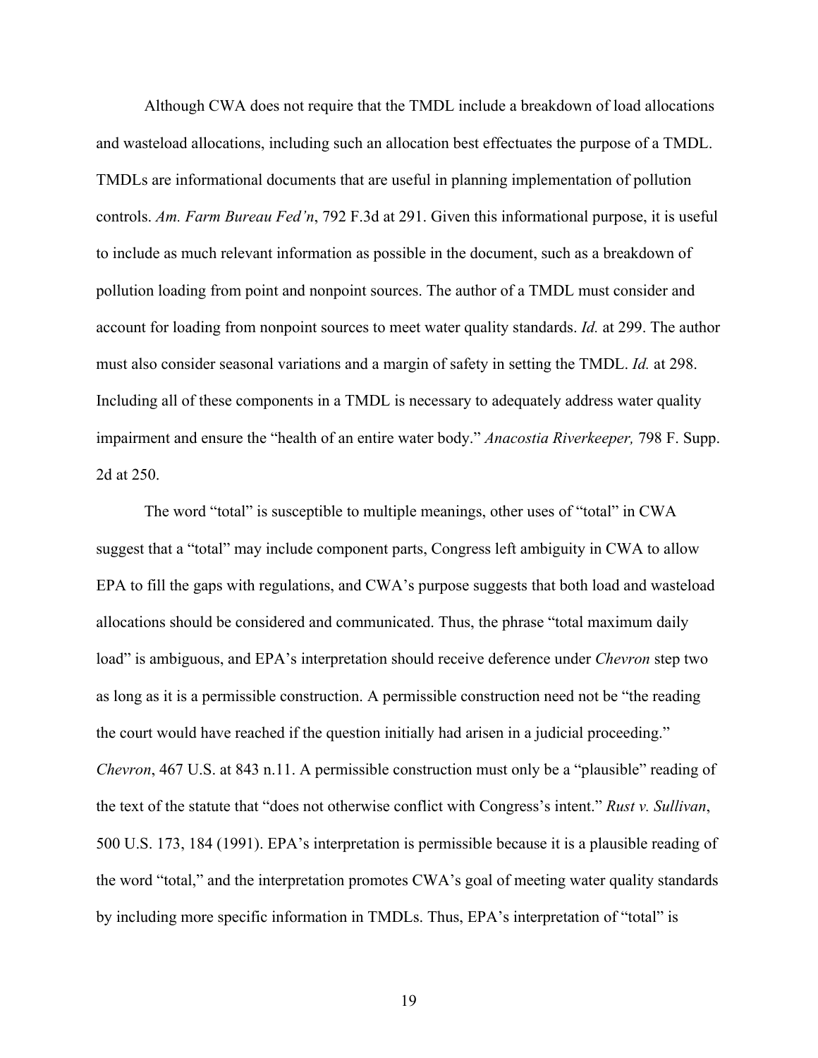Although CWA does not require that the TMDL include a breakdown of load allocations and wasteload allocations, including such an allocation best effectuates the purpose of a TMDL. TMDLs are informational documents that are useful in planning implementation of pollution controls. *Am. Farm Bureau Fed'n*, 792 F.3d at 291. Given this informational purpose, it is useful to include as much relevant information as possible in the document, such as a breakdown of pollution loading from point and nonpoint sources. The author of a TMDL must consider and account for loading from nonpoint sources to meet water quality standards. *Id.* at 299. The author must also consider seasonal variations and a margin of safety in setting the TMDL. *Id.* at 298. Including all of these components in a TMDL is necessary to adequately address water quality impairment and ensure the "health of an entire water body." *Anacostia Riverkeeper,* 798 F. Supp. 2d at 250.

The word "total" is susceptible to multiple meanings, other uses of "total" in CWA suggest that a "total" may include component parts, Congress left ambiguity in CWA to allow EPA to fill the gaps with regulations, and CWA's purpose suggests that both load and wasteload allocations should be considered and communicated. Thus, the phrase "total maximum daily load" is ambiguous, and EPA's interpretation should receive deference under *Chevron* step two as long as it is a permissible construction. A permissible construction need not be "the reading the court would have reached if the question initially had arisen in a judicial proceeding." *Chevron*, 467 U.S. at 843 n.11. A permissible construction must only be a "plausible" reading of the text of the statute that "does not otherwise conflict with Congress's intent." *Rust v. Sullivan*, 500 U.S. 173, 184 (1991). EPA's interpretation is permissible because it is a plausible reading of the word "total," and the interpretation promotes CWA's goal of meeting water quality standards by including more specific information in TMDLs. Thus, EPA's interpretation of "total" is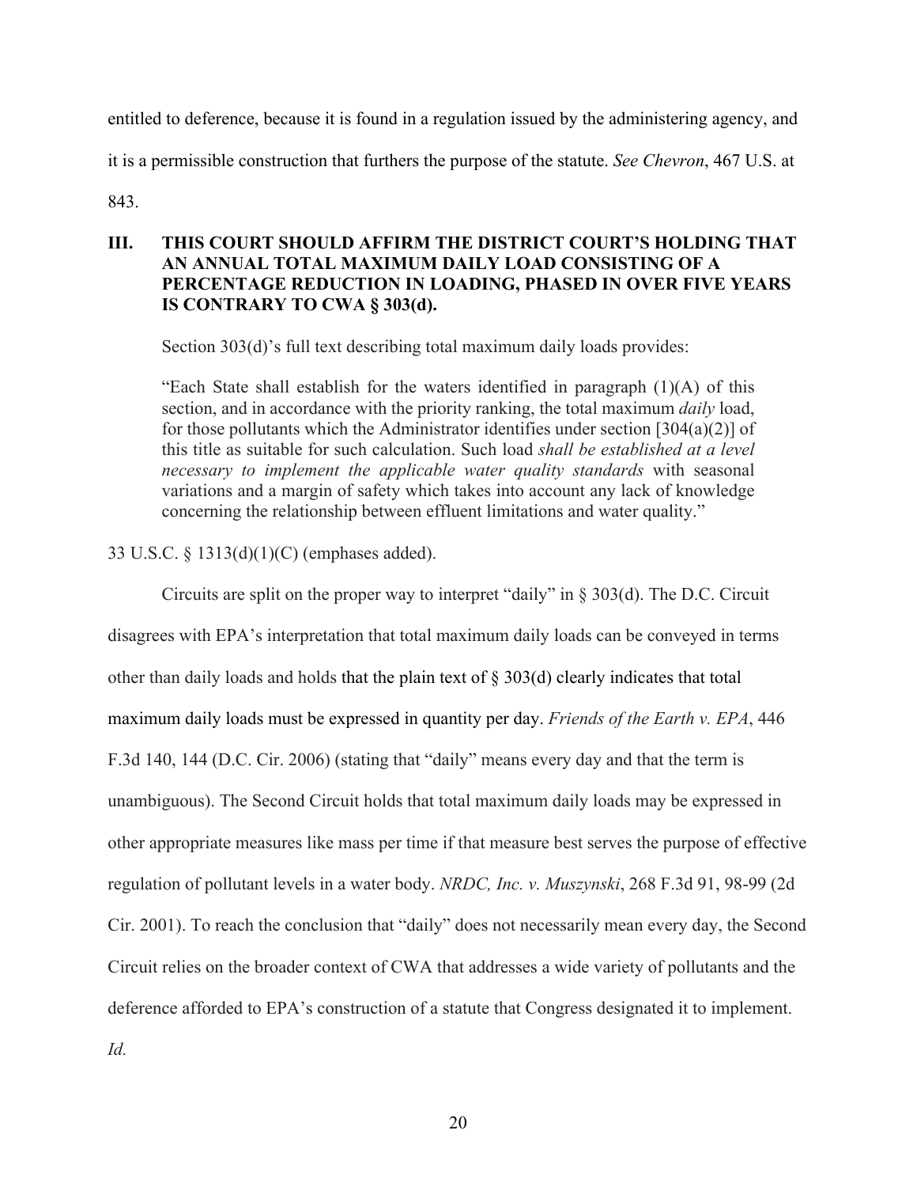entitled to deference, because it is found in a regulation issued by the administering agency, and it is a permissible construction that furthers the purpose of the statute. *See Chevron*, 467 U.S. at 843.

## III. THIS COURT SHOULD AFFIRM THE DISTRICT COURT'S HOLDING THAT AN ANNUAL TOTAL MAXIMUM DAILY LOAD CONSISTING OF A PERCENTAGE REDUCTION IN LOADING, PHASED IN OVER FIVE YEARS IS CONTRARY TO CWA § 303(d).

Section 303(d)'s full text describing total maximum daily loads provides:

> "Each State shall establish for the waters identified in paragraph (1)(A) of this section, and in accordance with the priority ranking, the total maximum *daily* load, for those pollutants which the Administrator identifies under section [304(a)(2)] of this title as suitable for such calculation. Such load *shall be established at a level necessary to implement the applicable water quality standards* with seasonal variations and a margin of safety which takes into account any lack of knowledge concerning the relationship between effluent limitations and water quality."

33 U.S.C. § 1313(d)(1)(C) (emphases added).

Circuits are split on the proper way to interpret "daily" in § 303(d). The D.C. Circuit disagrees with EPA's interpretation that total maximum daily loads can be conveyed in terms other than daily loads and holds that the plain text of § 303(d) clearly indicates that total maximum daily loads must be expressed in quantity per day. *Friends of the Earth v. EPA*, 446 F.3d 140, 144 (D.C. Cir. 2006) (stating that "daily" means every day and that the term is unambiguous). The Second Circuit holds that total maximum daily loads may be expressed in other appropriate measures like mass per time if that measure best serves the purpose of effective regulation of pollutant levels in a water body. *NRDC, Inc. v. Muszynski*, 268 F.3d 91, 98-99 (2d Cir. 2001). To reach the conclusion that "daily" does not necessarily mean every day, the Second Circuit relies on the broader context of CWA that addresses a wide variety of pollutants and the deference afforded to EPA's construction of a statute that Congress designated it to implement. *Id.*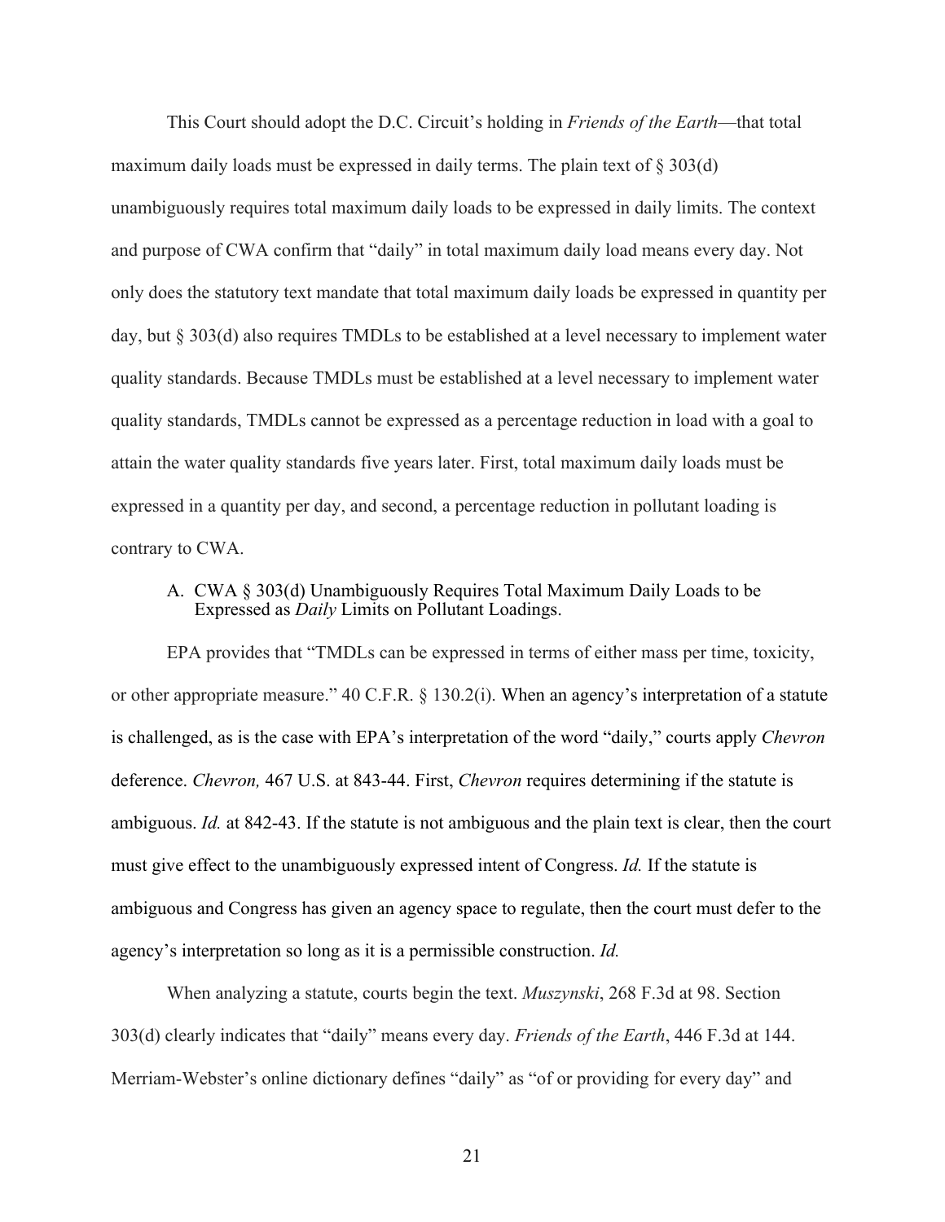This Court should adopt the D.C. Circuit's holding in *Friends of the Earth*—that total maximum daily loads must be expressed in daily terms. The plain text of § 303(d) unambiguously requires total maximum daily loads to be expressed in daily limits. The context and purpose of CWA confirm that "daily" in total maximum daily load means every day. Not only does the statutory text mandate that total maximum daily loads be expressed in quantity per day, but § 303(d) also requires TMDLs to be established at a level necessary to implement water quality standards. Because TMDLs must be established at a level necessary to implement water quality standards, TMDLs cannot be expressed as a percentage reduction in load with a goal to attain the water quality standards five years later. First, total maximum daily loads must be expressed in a quantity per day, and second, a percentage reduction in pollutant loading is contrary to CWA.

A. CWA § 303(d) Unambiguously Requires Total Maximum Daily Loads to be Expressed as *Daily* Limits on Pollutant Loadings.

EPA provides that "TMDLs can be expressed in terms of either mass per time, toxicity, or other appropriate measure." 40 C.F.R. § 130.2(i). When an agency's interpretation of a statute is challenged, as is the case with EPA's interpretation of the word "daily," courts apply *Chevron* deference. *Chevron,* 467 U.S. at 843-44. First, *Chevron* requires determining if the statute is ambiguous. *Id.* at 842-43. If the statute is not ambiguous and the plain text is clear, then the court must give effect to the unambiguously expressed intent of Congress. *Id.* If the statute is ambiguous and Congress has given an agency space to regulate, then the court must defer to the agency's interpretation so long as it is a permissible construction. *Id.*

When analyzing a statute, courts begin the text. *Muszynski*, 268 F.3d at 98. Section 303(d) clearly indicates that "daily" means every day. *Friends of the Earth*, 446 F.3d at 144. Merriam-Webster's online dictionary defines "daily" as "of or providing for every day" and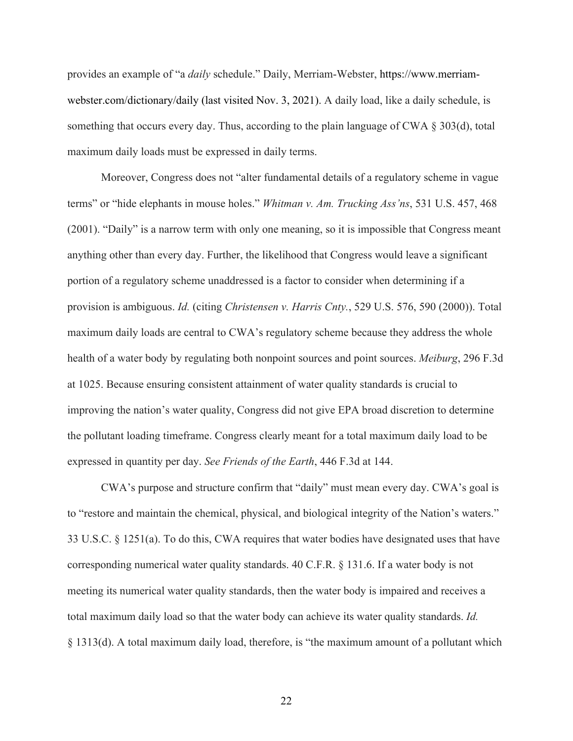provides an example of "a *daily* schedule." Daily, Merriam-Webster, https://www.merriam-webster.com/dictionary/daily (last visited Nov. 3, 2021). A daily load, like a daily schedule, is something that occurs every day. Thus, according to the plain language of CWA § 303(d), total maximum daily loads must be expressed in daily terms.

Moreover, Congress does not "alter fundamental details of a regulatory scheme in vague terms" or "hide elephants in mouse holes." *Whitman v. Am. Trucking Ass'ns*, 531 U.S. 457, 468 (2001). "Daily" is a narrow term with only one meaning, so it is impossible that Congress meant anything other than every day. Further, the likelihood that Congress would leave a significant portion of a regulatory scheme unaddressed is a factor to consider when determining if a provision is ambiguous. *Id.* (citing *Christensen v. Harris Cnty.*, 529 U.S. 576, 590 (2000)). Total maximum daily loads are central to CWA's regulatory scheme because they address the whole health of a water body by regulating both nonpoint sources and point sources. *Meiburg*, 296 F.3d at 1025. Because ensuring consistent attainment of water quality standards is crucial to improving the nation's water quality, Congress did not give EPA broad discretion to determine the pollutant loading timeframe. Congress clearly meant for a total maximum daily load to be expressed in quantity per day. *See Friends of the Earth*, 446 F.3d at 144.

CWA's purpose and structure confirm that "daily" must mean every day. CWA's goal is to "restore and maintain the chemical, physical, and biological integrity of the Nation's waters." 33 U.S.C. § 1251(a). To do this, CWA requires that water bodies have designated uses that have corresponding numerical water quality standards. 40 C.F.R. § 131.6. If a water body is not meeting its numerical water quality standards, then the water body is impaired and receives a total maximum daily load so that the water body can achieve its water quality standards. *Id.* § 1313(d). A total maximum daily load, therefore, is "the maximum amount of a pollutant which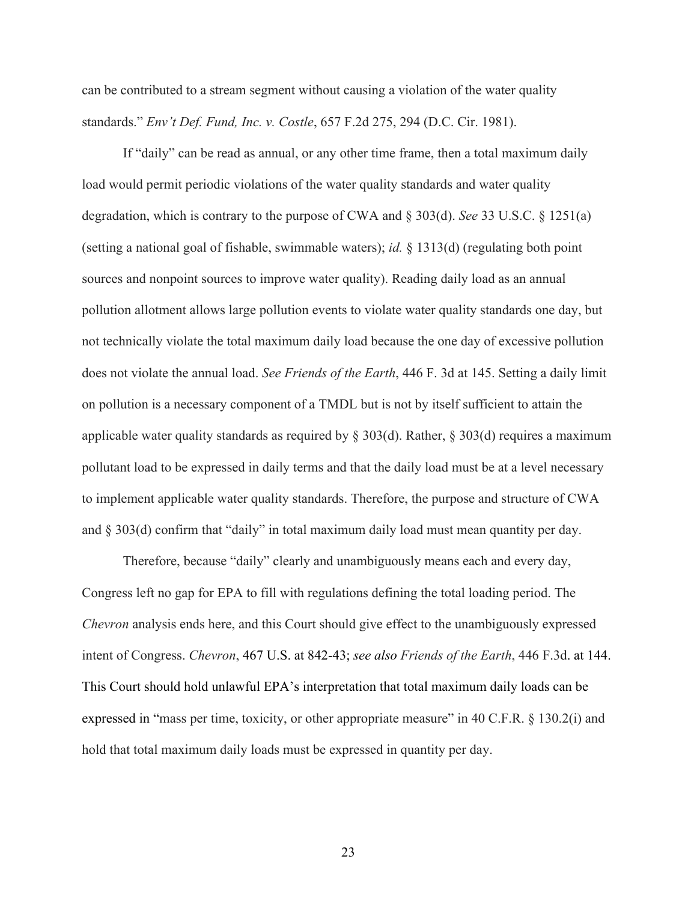can be contributed to a stream segment without causing a violation of the water quality standards." *Env't Def. Fund, Inc. v. Costle*, 657 F.2d 275, 294 (D.C. Cir. 1981).

If "daily" can be read as annual, or any other time frame, then a total maximum daily load would permit periodic violations of the water quality standards and water quality degradation, which is contrary to the purpose of CWA and § 303(d). *See* 33 U.S.C. § 1251(a) (setting a national goal of fishable, swimmable waters); *id.* § 1313(d) (regulating both point sources and nonpoint sources to improve water quality). Reading daily load as an annual pollution allotment allows large pollution events to violate water quality standards one day, but not technically violate the total maximum daily load because the one day of excessive pollution does not violate the annual load. *See Friends of the Earth*, 446 F. 3d at 145. Setting a daily limit on pollution is a necessary component of a TMDL but is not by itself sufficient to attain the applicable water quality standards as required by § 303(d). Rather, § 303(d) requires a maximum pollutant load to be expressed in daily terms and that the daily load must be at a level necessary to implement applicable water quality standards. Therefore, the purpose and structure of CWA and § 303(d) confirm that "daily" in total maximum daily load must mean quantity per day.

Therefore, because "daily" clearly and unambiguously means each and every day, Congress left no gap for EPA to fill with regulations defining the total loading period. The *Chevron* analysis ends here, and this Court should give effect to the unambiguously expressed intent of Congress. *Chevron*, 467 U.S. at 842-43; *see also Friends of the Earth*, 446 F.3d. at 144. This Court should hold unlawful EPA's interpretation that total maximum daily loads can be expressed in "mass per time, toxicity, or other appropriate measure" in 40 C.F.R. § 130.2(i) and hold that total maximum daily loads must be expressed in quantity per day.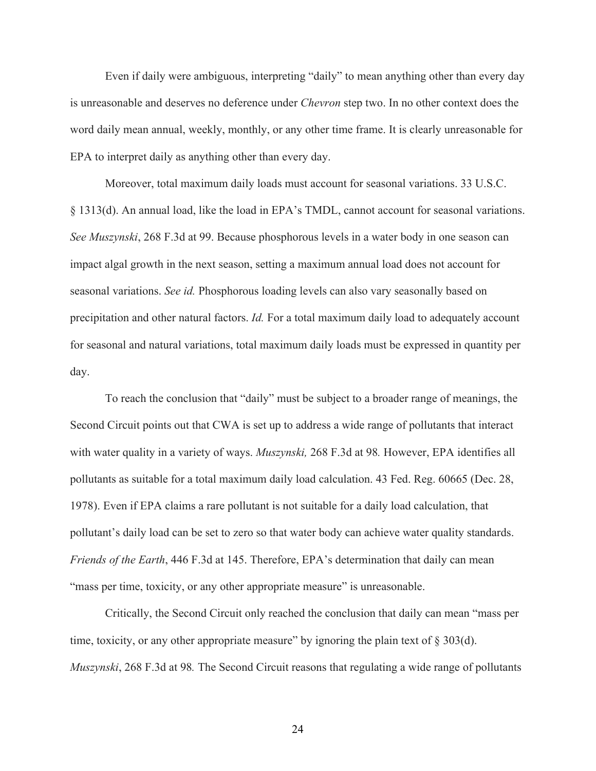Even if daily were ambiguous, interpreting "daily" to mean anything other than every day is unreasonable and deserves no deference under *Chevron* step two. In no other context does the word daily mean annual, weekly, monthly, or any other time frame. It is clearly unreasonable for EPA to interpret daily as anything other than every day.

Moreover, total maximum daily loads must account for seasonal variations. 33 U.S.C. § 1313(d). An annual load, like the load in EPA's TMDL, cannot account for seasonal variations. *See Muszynski*, 268 F.3d at 99. Because phosphorous levels in a water body in one season can impact algal growth in the next season, setting a maximum annual load does not account for seasonal variations. *See id.* Phosphorous loading levels can also vary seasonally based on precipitation and other natural factors. *Id.* For a total maximum daily load to adequately account for seasonal and natural variations, total maximum daily loads must be expressed in quantity per day.

To reach the conclusion that "daily" must be subject to a broader range of meanings, the Second Circuit points out that CWA is set up to address a wide range of pollutants that interact with water quality in a variety of ways. *Muszynski,* 268 F.3d at 98*.* However, EPA identifies all pollutants as suitable for a total maximum daily load calculation. 43 Fed. Reg. 60665 (Dec. 28, 1978). Even if EPA claims a rare pollutant is not suitable for a daily load calculation, that pollutant's daily load can be set to zero so that water body can achieve water quality standards. *Friends of the Earth*, 446 F.3d at 145. Therefore, EPA's determination that daily can mean "mass per time, toxicity, or any other appropriate measure" is unreasonable.

Critically, the Second Circuit only reached the conclusion that daily can mean "mass per time, toxicity, or any other appropriate measure" by ignoring the plain text of § 303(d). *Muszynski*, 268 F.3d at 98*.* The Second Circuit reasons that regulating a wide range of pollutants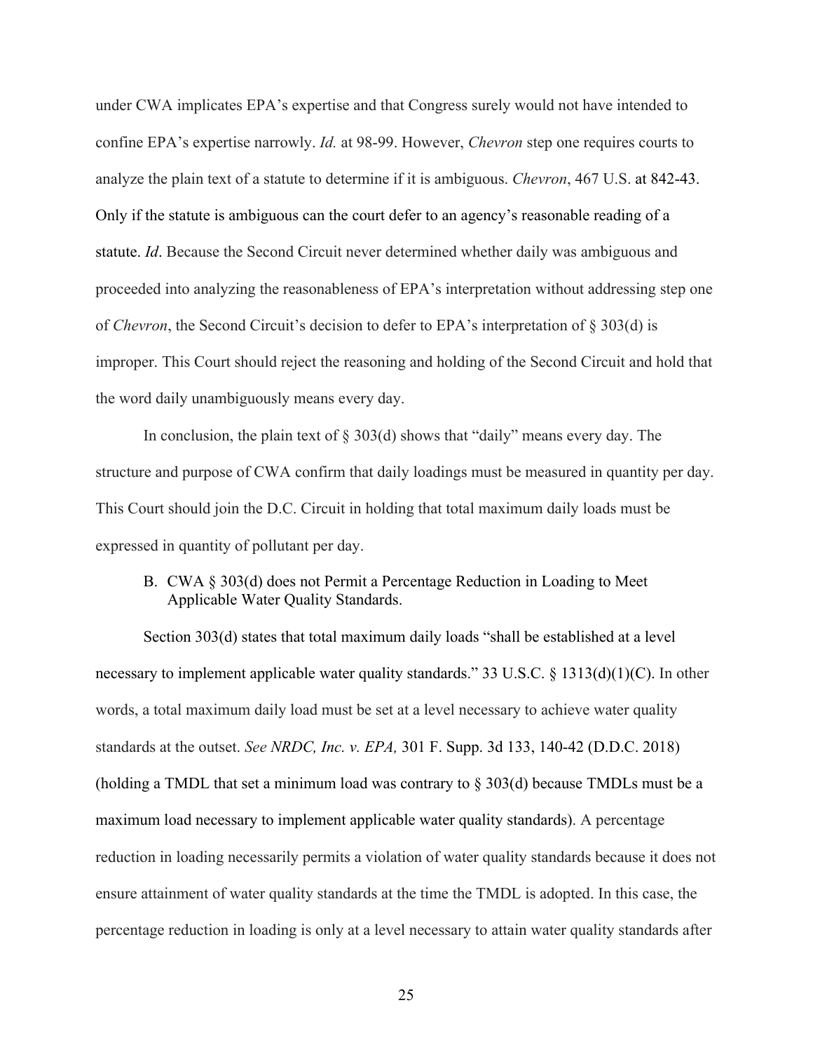under CWA implicates EPA's expertise and that Congress surely would not have intended to confine EPA's expertise narrowly. *Id.* at 98-99. However, *Chevron* step one requires courts to analyze the plain text of a statute to determine if it is ambiguous. *Chevron*, 467 U.S. at 842-43. Only if the statute is ambiguous can the court defer to an agency's reasonable reading of a statute. *Id*. Because the Second Circuit never determined whether daily was ambiguous and proceeded into analyzing the reasonableness of EPA's interpretation without addressing step one of *Chevron*, the Second Circuit's decision to defer to EPA's interpretation of § 303(d) is improper. This Court should reject the reasoning and holding of the Second Circuit and hold that the word daily unambiguously means every day.

In conclusion, the plain text of § 303(d) shows that "daily" means every day. The structure and purpose of CWA confirm that daily loadings must be measured in quantity per day. This Court should join the D.C. Circuit in holding that total maximum daily loads must be expressed in quantity of pollutant per day.

B. CWA § 303(d) does not Permit a Percentage Reduction in Loading to Meet Applicable Water Quality Standards.

Section 303(d) states that total maximum daily loads "shall be established at a level necessary to implement applicable water quality standards." 33 U.S.C. § 1313(d)(1)(C). In other words, a total maximum daily load must be set at a level necessary to achieve water quality standards at the outset. *See NRDC, Inc. v. EPA,* 301 F. Supp. 3d 133, 140-42 (D.D.C. 2018) (holding a TMDL that set a minimum load was contrary to § 303(d) because TMDLs must be a maximum load necessary to implement applicable water quality standards). A percentage reduction in loading necessarily permits a violation of water quality standards because it does not ensure attainment of water quality standards at the time the TMDL is adopted. In this case, the percentage reduction in loading is only at a level necessary to attain water quality standards after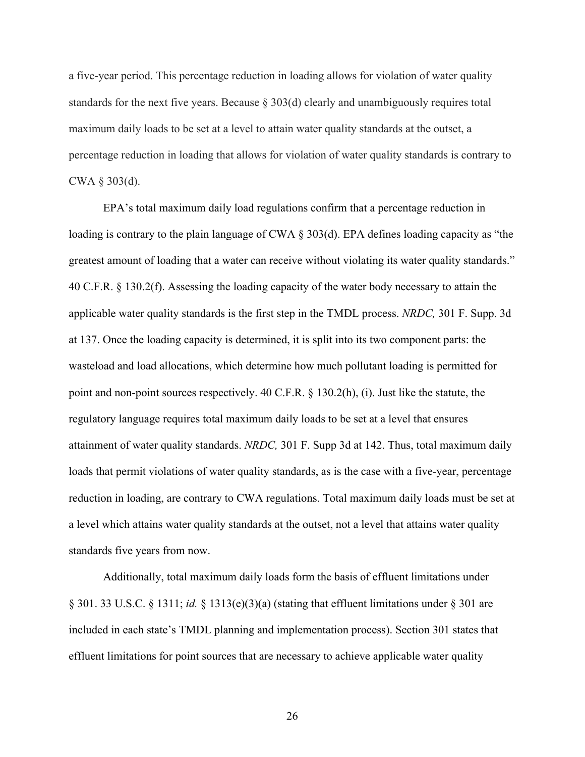a five-year period. This percentage reduction in loading allows for violation of water quality standards for the next five years. Because § 303(d) clearly and unambiguously requires total maximum daily loads to be set at a level to attain water quality standards at the outset, a percentage reduction in loading that allows for violation of water quality standards is contrary to CWA § 303(d).

EPA's total maximum daily load regulations confirm that a percentage reduction in loading is contrary to the plain language of CWA § 303(d). EPA defines loading capacity as "the greatest amount of loading that a water can receive without violating its water quality standards." 40 C.F.R. § 130.2(f). Assessing the loading capacity of the water body necessary to attain the applicable water quality standards is the first step in the TMDL process. *NRDC,* 301 F. Supp. 3d at 137. Once the loading capacity is determined, it is split into its two component parts: the wasteload and load allocations, which determine how much pollutant loading is permitted for point and non-point sources respectively. 40 C.F.R. § 130.2(h), (i). Just like the statute, the regulatory language requires total maximum daily loads to be set at a level that ensures attainment of water quality standards. *NRDC,* 301 F. Supp 3d at 142. Thus, total maximum daily loads that permit violations of water quality standards, as is the case with a five-year, percentage reduction in loading, are contrary to CWA regulations. Total maximum daily loads must be set at a level which attains water quality standards at the outset, not a level that attains water quality standards five years from now.

Additionally, total maximum daily loads form the basis of effluent limitations under § 301. 33 U.S.C. § 1311; *id.* § 1313(e)(3)(a) (stating that effluent limitations under § 301 are included in each state's TMDL planning and implementation process). Section 301 states that effluent limitations for point sources that are necessary to achieve applicable water quality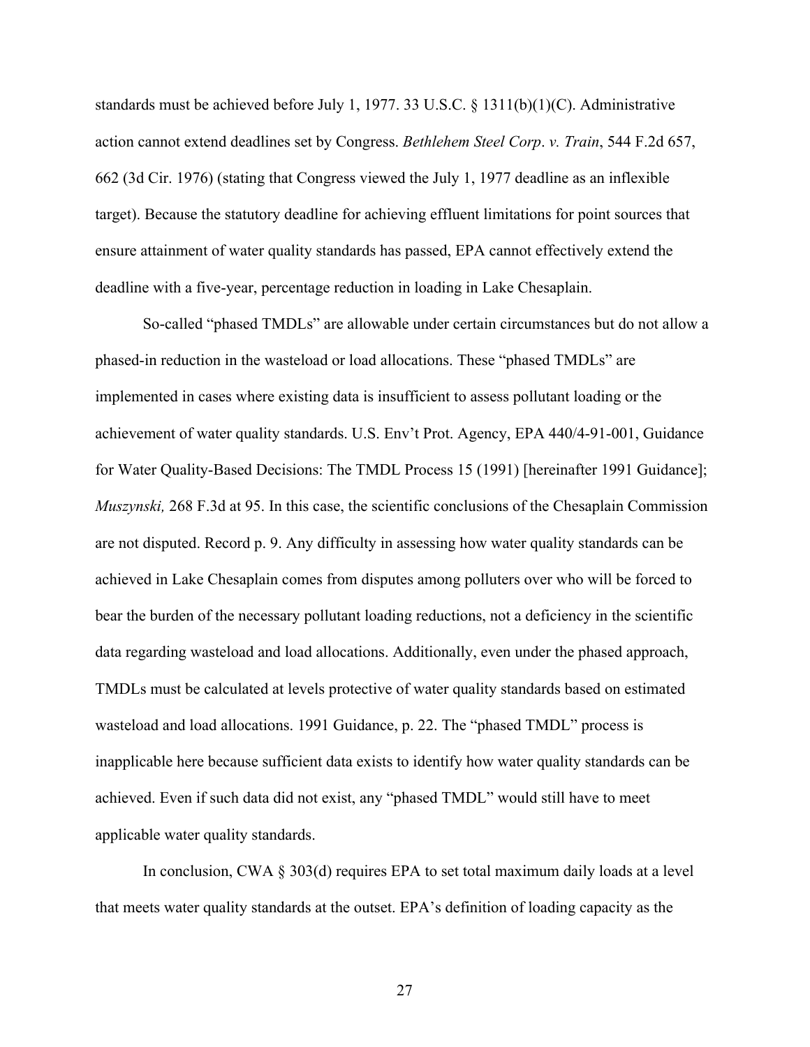standards must be achieved before July 1, 1977. 33 U.S.C. § 1311(b)(1)(C). Administrative action cannot extend deadlines set by Congress. *Bethlehem Steel Corp*. *v. Train*, 544 F.2d 657, 662 (3d Cir. 1976) (stating that Congress viewed the July 1, 1977 deadline as an inflexible target). Because the statutory deadline for achieving effluent limitations for point sources that ensure attainment of water quality standards has passed, EPA cannot effectively extend the deadline with a five-year, percentage reduction in loading in Lake Chesaplain.

So-called "phased TMDLs" are allowable under certain circumstances but do not allow a phased-in reduction in the wasteload or load allocations. These "phased TMDLs" are implemented in cases where existing data is insufficient to assess pollutant loading or the achievement of water quality standards. U.S. Env't Prot. Agency, EPA 440/4-91-001, Guidance for Water Quality-Based Decisions: The TMDL Process 15 (1991) [hereinafter 1991 Guidance]; *Muszynski,* 268 F.3d at 95. In this case, the scientific conclusions of the Chesaplain Commission are not disputed. Record p. 9. Any difficulty in assessing how water quality standards can be achieved in Lake Chesaplain comes from disputes among polluters over who will be forced to bear the burden of the necessary pollutant loading reductions, not a deficiency in the scientific data regarding wasteload and load allocations. Additionally, even under the phased approach, TMDLs must be calculated at levels protective of water quality standards based on estimated wasteload and load allocations. 1991 Guidance, p. 22. The "phased TMDL" process is inapplicable here because sufficient data exists to identify how water quality standards can be achieved. Even if such data did not exist, any "phased TMDL" would still have to meet applicable water quality standards.

In conclusion, CWA § 303(d) requires EPA to set total maximum daily loads at a level that meets water quality standards at the outset. EPA's definition of loading capacity as the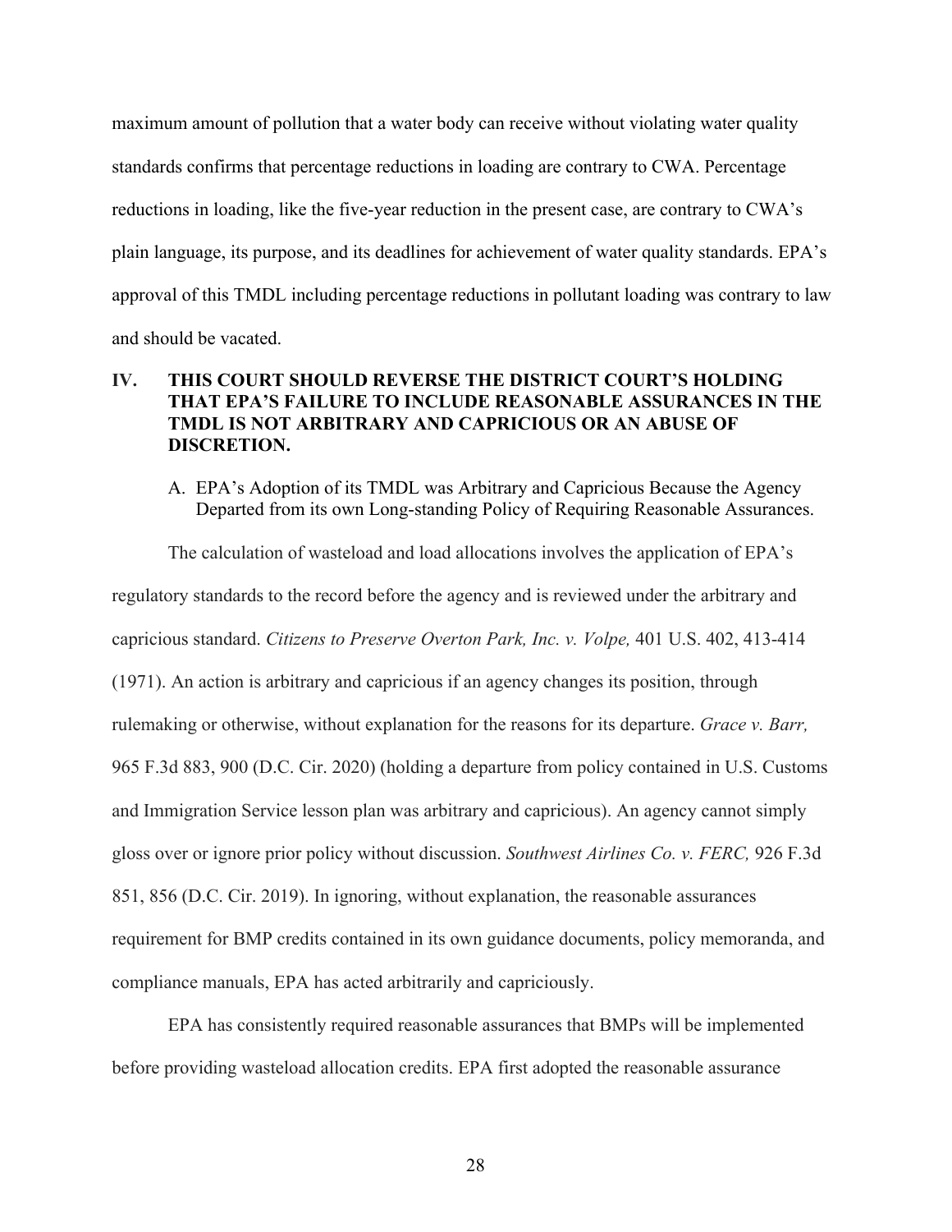maximum amount of pollution that a water body can receive without violating water quality standards confirms that percentage reductions in loading are contrary to CWA. Percentage reductions in loading, like the five-year reduction in the present case, are contrary to CWA's plain language, its purpose, and its deadlines for achievement of water quality standards. EPA's approval of this TMDL including percentage reductions in pollutant loading was contrary to law and should be vacated.

## IV. THIS COURT SHOULD REVERSE THE DISTRICT COURT'S HOLDING THAT EPA'S FAILURE TO INCLUDE REASONABLE ASSURANCES IN THE TMDL IS NOT ARBITRARY AND CAPRICIOUS OR AN ABUSE OF DISCRETION.

### A. EPA's Adoption of its TMDL was Arbitrary and Capricious Because the Agency Departed from its own Long-standing Policy of Requiring Reasonable Assurances.

The calculation of wasteload and load allocations involves the application of EPA's regulatory standards to the record before the agency and is reviewed under the arbitrary and capricious standard. *Citizens to Preserve Overton Park, Inc. v. Volpe,* 401 U.S. 402, 413-414 (1971). An action is arbitrary and capricious if an agency changes its position, through rulemaking or otherwise, without explanation for the reasons for its departure. *Grace v. Barr,* 965 F.3d 883, 900 (D.C. Cir. 2020) (holding a departure from policy contained in U.S. Customs and Immigration Service lesson plan was arbitrary and capricious). An agency cannot simply gloss over or ignore prior policy without discussion. *Southwest Airlines Co. v. FERC,* 926 F.3d 851, 856 (D.C. Cir. 2019). In ignoring, without explanation, the reasonable assurances requirement for BMP credits contained in its own guidance documents, policy memoranda, and compliance manuals, EPA has acted arbitrarily and capriciously.

EPA has consistently required reasonable assurances that BMPs will be implemented before providing wasteload allocation credits. EPA first adopted the reasonable assurance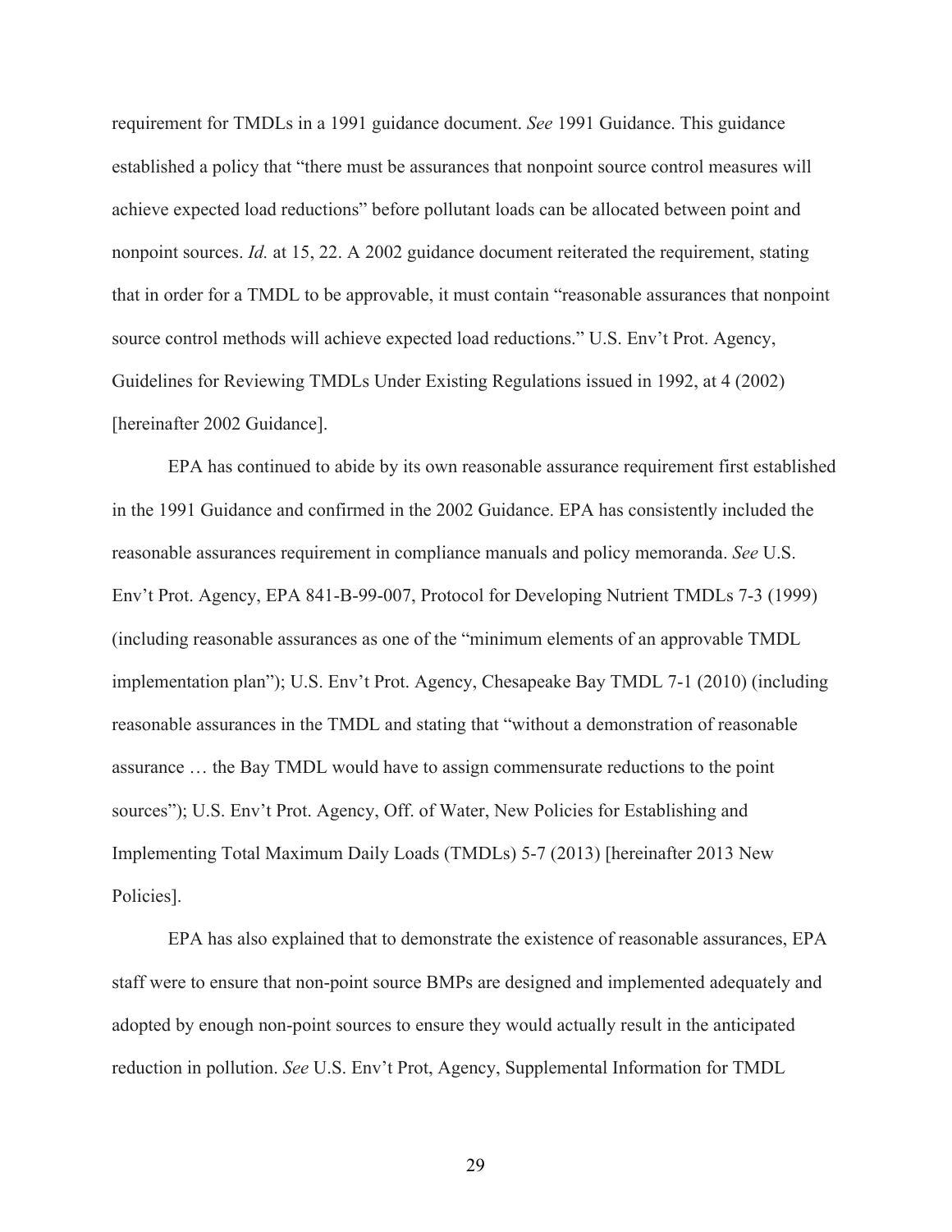requirement for TMDLs in a 1991 guidance document. *See* 1991 Guidance. This guidance established a policy that "there must be assurances that nonpoint source control measures will achieve expected load reductions" before pollutant loads can be allocated between point and nonpoint sources. *Id.* at 15, 22. A 2002 guidance document reiterated the requirement, stating that in order for a TMDL to be approvable, it must contain "reasonable assurances that nonpoint source control methods will achieve expected load reductions." U.S. Env't Prot. Agency, Guidelines for Reviewing TMDLs Under Existing Regulations issued in 1992, at 4 (2002) [hereinafter 2002 Guidance].

EPA has continued to abide by its own reasonable assurance requirement first established in the 1991 Guidance and confirmed in the 2002 Guidance. EPA has consistently included the reasonable assurances requirement in compliance manuals and policy memoranda. *See* U.S. Env't Prot. Agency, EPA 841-B-99-007, Protocol for Developing Nutrient TMDLs 7-3 (1999) (including reasonable assurances as one of the "minimum elements of an approvable TMDL implementation plan"); U.S. Env't Prot. Agency, Chesapeake Bay TMDL 7-1 (2010) (including reasonable assurances in the TMDL and stating that "without a demonstration of reasonable assurance … the Bay TMDL would have to assign commensurate reductions to the point sources"); U.S. Env't Prot. Agency, Off. of Water, New Policies for Establishing and Implementing Total Maximum Daily Loads (TMDLs) 5-7 (2013) [hereinafter 2013 New Policies].

EPA has also explained that to demonstrate the existence of reasonable assurances, EPA staff were to ensure that non-point source BMPs are designed and implemented adequately and adopted by enough non-point sources to ensure they would actually result in the anticipated reduction in pollution. *See* U.S. Env't Prot, Agency, Supplemental Information for TMDL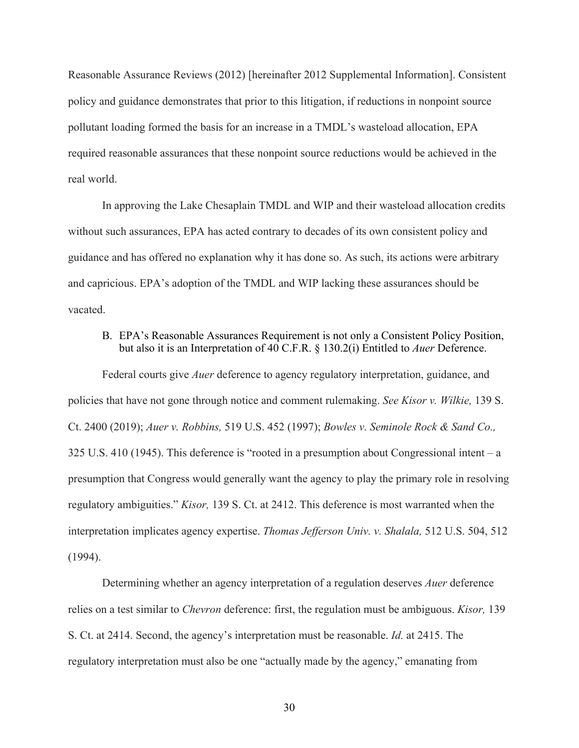Reasonable Assurance Reviews (2012) [hereinafter 2012 Supplemental Information]. Consistent policy and guidance demonstrates that prior to this litigation, if reductions in nonpoint source pollutant loading formed the basis for an increase in a TMDL's wasteload allocation, EPA required reasonable assurances that these nonpoint source reductions would be achieved in the real world.

In approving the Lake Chesaplain TMDL and WIP and their wasteload allocation credits without such assurances, EPA has acted contrary to decades of its own consistent policy and guidance and has offered no explanation why it has done so. As such, its actions were arbitrary and capricious. EPA's adoption of the TMDL and WIP lacking these assurances should be vacated.

B. EPA's Reasonable Assurances Requirement is not only a Consistent Policy Position, but also it is an Interpretation of 40 C.F.R. § 130.2(i) Entitled to *Auer* Deference.

Federal courts give *Auer* deference to agency regulatory interpretation, guidance, and policies that have not gone through notice and comment rulemaking. *See Kisor v. Wilkie,* 139 S. Ct. 2400 (2019); *Auer v. Robbins,* 519 U.S. 452 (1997); *Bowles v. Seminole Rock & Sand Co.,* 325 U.S. 410 (1945). This deference is "rooted in a presumption about Congressional intent – a presumption that Congress would generally want the agency to play the primary role in resolving regulatory ambiguities." *Kisor,* 139 S. Ct. at 2412. This deference is most warranted when the interpretation implicates agency expertise. *Thomas Jefferson Univ. v. Shalala,* 512 U.S. 504, 512 (1994).

Determining whether an agency interpretation of a regulation deserves *Auer* deference relies on a test similar to *Chevron* deference: first, the regulation must be ambiguous. *Kisor,* 139 S. Ct. at 2414. Second, the agency's interpretation must be reasonable. *Id.* at 2415. The regulatory interpretation must also be one "actually made by the agency," emanating from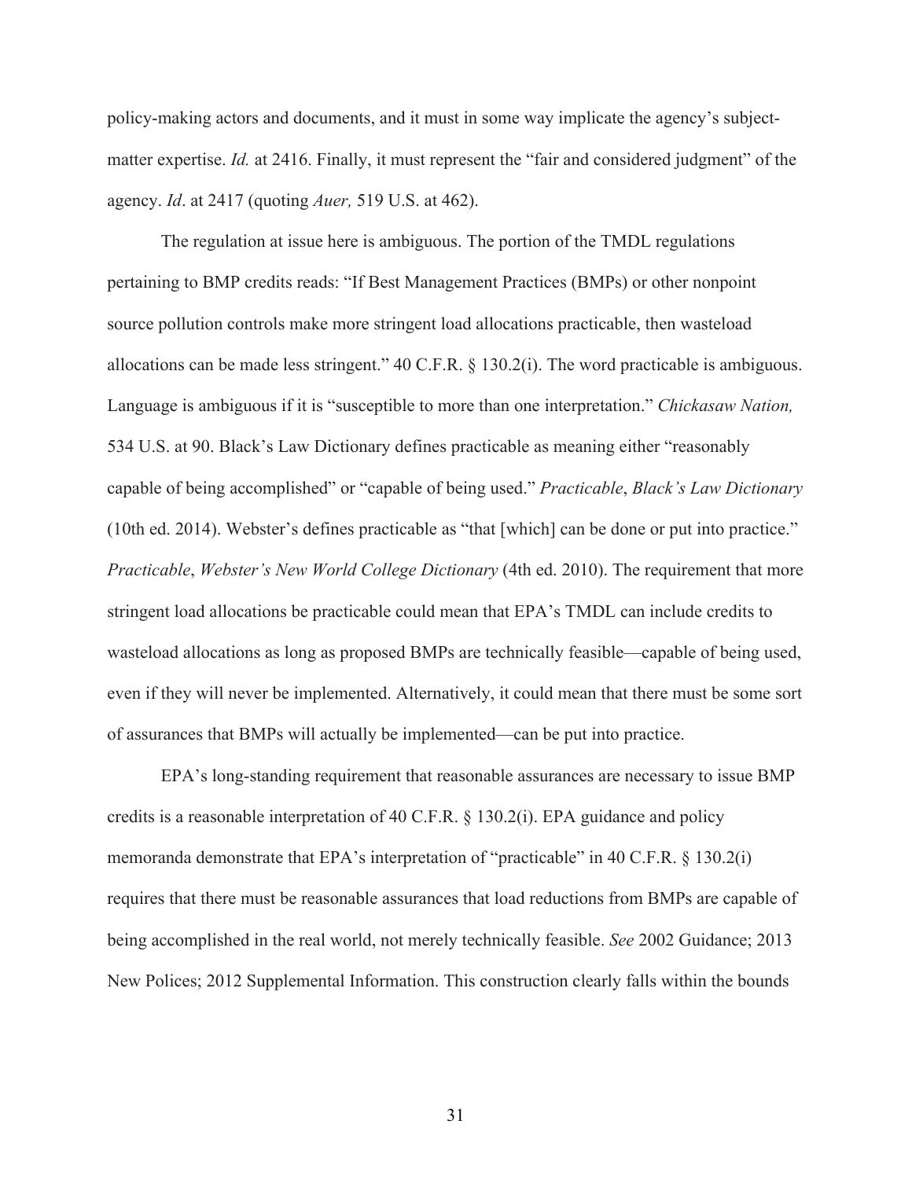policy-making actors and documents, and it must in some way implicate the agency's subject-matter expertise. *Id.* at 2416. Finally, it must represent the "fair and considered judgment" of the agency. *Id*. at 2417 (quoting *Auer,* 519 U.S. at 462).

The regulation at issue here is ambiguous. The portion of the TMDL regulations pertaining to BMP credits reads: "If Best Management Practices (BMPs) or other nonpoint source pollution controls make more stringent load allocations practicable, then wasteload allocations can be made less stringent." 40 C.F.R. § 130.2(i). The word practicable is ambiguous. Language is ambiguous if it is "susceptible to more than one interpretation." *Chickasaw Nation,* 534 U.S. at 90. Black's Law Dictionary defines practicable as meaning either "reasonably capable of being accomplished" or "capable of being used." *Practicable*, *Black's Law Dictionary* (10th ed. 2014). Webster's defines practicable as "that [which] can be done or put into practice." *Practicable*, *Webster's New World College Dictionary* (4th ed. 2010). The requirement that more stringent load allocations be practicable could mean that EPA's TMDL can include credits to wasteload allocations as long as proposed BMPs are technically feasible—capable of being used, even if they will never be implemented. Alternatively, it could mean that there must be some sort of assurances that BMPs will actually be implemented—can be put into practice.

EPA's long-standing requirement that reasonable assurances are necessary to issue BMP credits is a reasonable interpretation of 40 C.F.R. § 130.2(i). EPA guidance and policy memoranda demonstrate that EPA's interpretation of "practicable" in 40 C.F.R. § 130.2(i) requires that there must be reasonable assurances that load reductions from BMPs are capable of being accomplished in the real world, not merely technically feasible. *See* 2002 Guidance; 2013 New Polices; 2012 Supplemental Information. This construction clearly falls within the bounds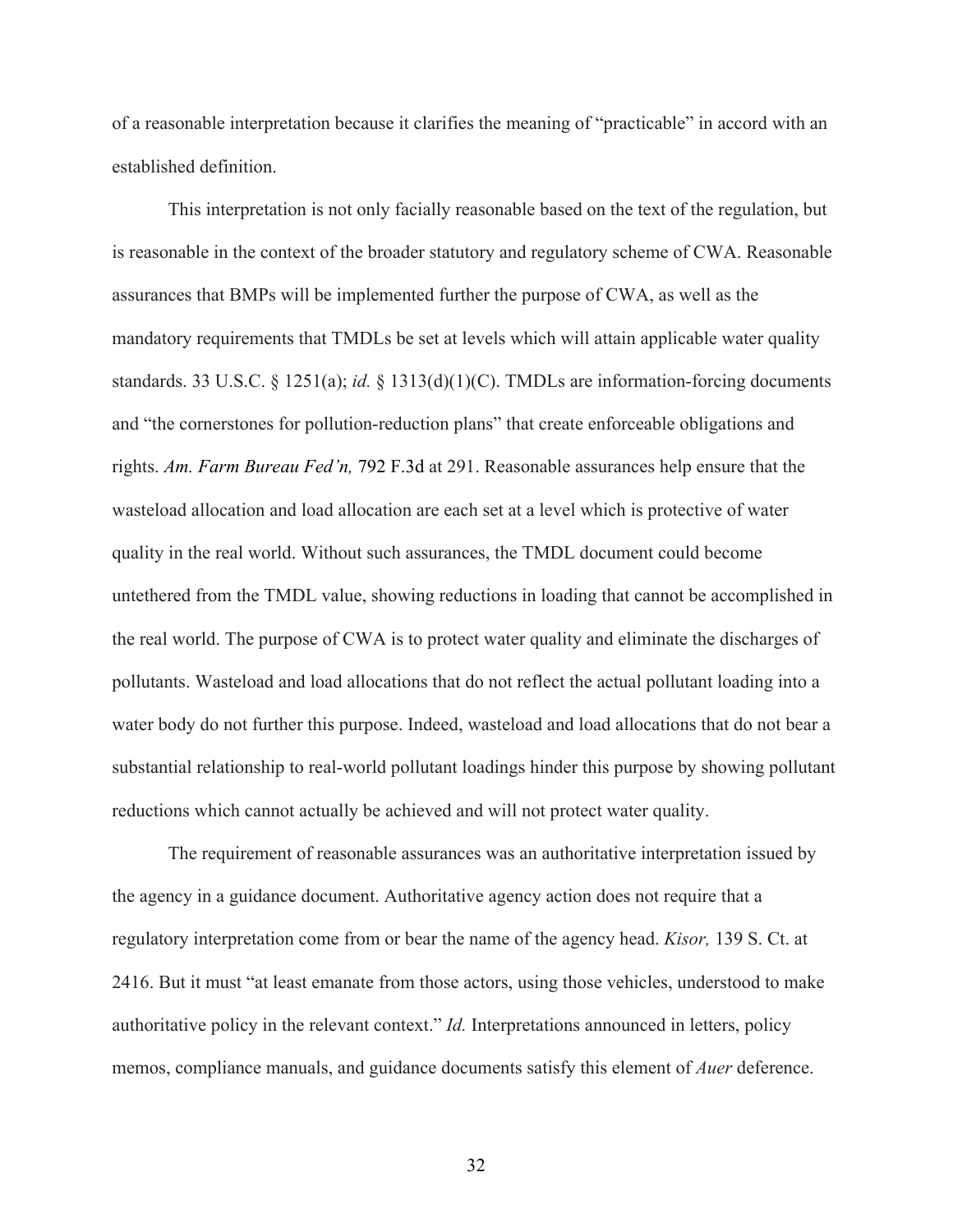of a reasonable interpretation because it clarifies the meaning of "practicable" in accord with an established definition.

This interpretation is not only facially reasonable based on the text of the regulation, but is reasonable in the context of the broader statutory and regulatory scheme of CWA. Reasonable assurances that BMPs will be implemented further the purpose of CWA, as well as the mandatory requirements that TMDLs be set at levels which will attain applicable water quality standards. 33 U.S.C. § 1251(a); *id.* § 1313(d)(1)(C). TMDLs are information-forcing documents and "the cornerstones for pollution-reduction plans" that create enforceable obligations and rights. *Am. Farm Bureau Fed'n,* 792 F.3d at 291. Reasonable assurances help ensure that the wasteload allocation and load allocation are each set at a level which is protective of water quality in the real world. Without such assurances, the TMDL document could become untethered from the TMDL value, showing reductions in loading that cannot be accomplished in the real world. The purpose of CWA is to protect water quality and eliminate the discharges of pollutants. Wasteload and load allocations that do not reflect the actual pollutant loading into a water body do not further this purpose. Indeed, wasteload and load allocations that do not bear a substantial relationship to real-world pollutant loadings hinder this purpose by showing pollutant reductions which cannot actually be achieved and will not protect water quality.

The requirement of reasonable assurances was an authoritative interpretation issued by the agency in a guidance document. Authoritative agency action does not require that a regulatory interpretation come from or bear the name of the agency head. *Kisor,* 139 S. Ct. at 2416. But it must "at least emanate from those actors, using those vehicles, understood to make authoritative policy in the relevant context." *Id.* Interpretations announced in letters, policy memos, compliance manuals, and guidance documents satisfy this element of *Auer* deference.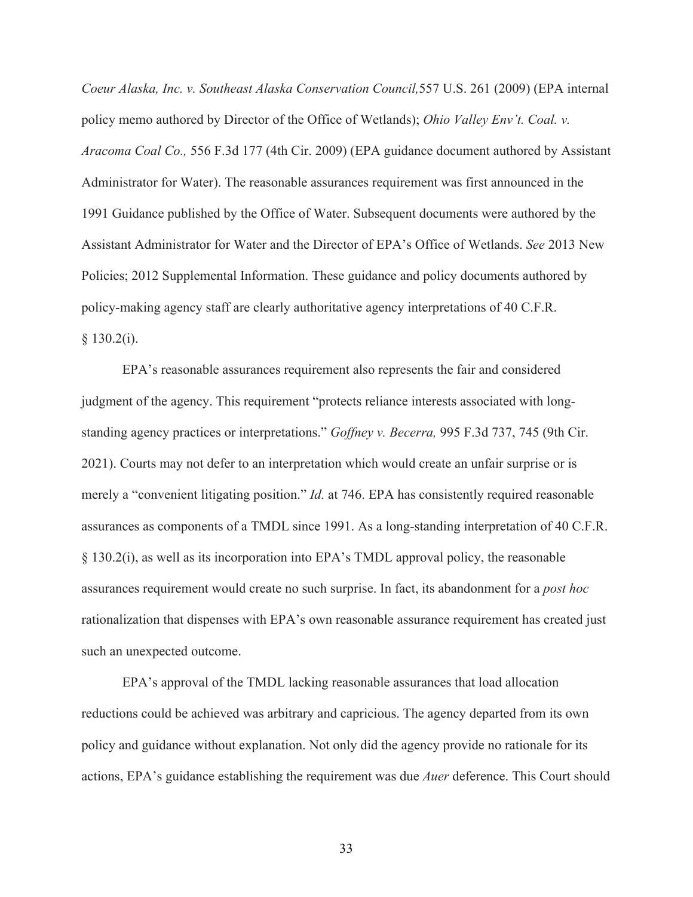*Coeur Alaska, Inc. v. Southeast Alaska Conservation Council,*557 U.S. 261 (2009) (EPA internal policy memo authored by Director of the Office of Wetlands); *Ohio Valley Env't. Coal. v. Aracoma Coal Co.,* 556 F.3d 177 (4th Cir. 2009) (EPA guidance document authored by Assistant Administrator for Water). The reasonable assurances requirement was first announced in the 1991 Guidance published by the Office of Water. Subsequent documents were authored by the Assistant Administrator for Water and the Director of EPA's Office of Wetlands. *See* 2013 New Policies; 2012 Supplemental Information. These guidance and policy documents authored by policy-making agency staff are clearly authoritative agency interpretations of 40 C.F.R. § 130.2(i).

EPA's reasonable assurances requirement also represents the fair and considered judgment of the agency. This requirement "protects reliance interests associated with long-standing agency practices or interpretations." *Goffney v. Becerra,* 995 F.3d 737, 745 (9th Cir. 2021). Courts may not defer to an interpretation which would create an unfair surprise or is merely a "convenient litigating position." *Id.* at 746. EPA has consistently required reasonable assurances as components of a TMDL since 1991. As a long-standing interpretation of 40 C.F.R. § 130.2(i), as well as its incorporation into EPA's TMDL approval policy, the reasonable assurances requirement would create no such surprise. In fact, its abandonment for a *post hoc* rationalization that dispenses with EPA's own reasonable assurance requirement has created just such an unexpected outcome.

EPA's approval of the TMDL lacking reasonable assurances that load allocation reductions could be achieved was arbitrary and capricious. The agency departed from its own policy and guidance without explanation. Not only did the agency provide no rationale for its actions, EPA's guidance establishing the requirement was due *Auer* deference. This Court should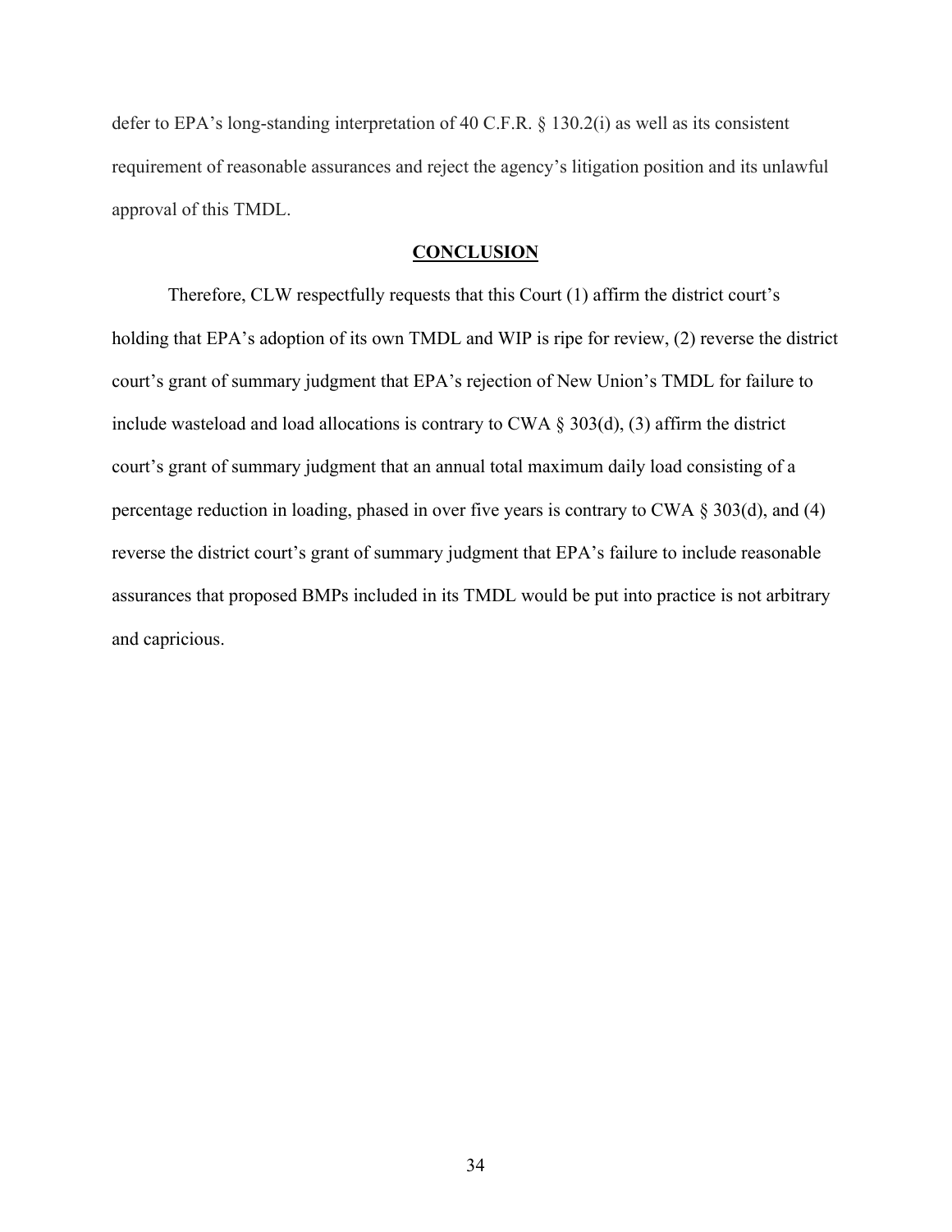defer to EPA's long-standing interpretation of 40 C.F.R. § 130.2(i) as well as its consistent requirement of reasonable assurances and reject the agency's litigation position and its unlawful approval of this TMDL.

## CONCLUSION

Therefore, CLW respectfully requests that this Court (1) affirm the district court's holding that EPA's adoption of its own TMDL and WIP is ripe for review, (2) reverse the district court's grant of summary judgment that EPA's rejection of New Union's TMDL for failure to include wasteload and load allocations is contrary to CWA § 303(d), (3) affirm the district court's grant of summary judgment that an annual total maximum daily load consisting of a percentage reduction in loading, phased in over five years is contrary to CWA § 303(d), and (4) reverse the district court's grant of summary judgment that EPA's failure to include reasonable assurances that proposed BMPs included in its TMDL would be put into practice is not arbitrary and capricious.